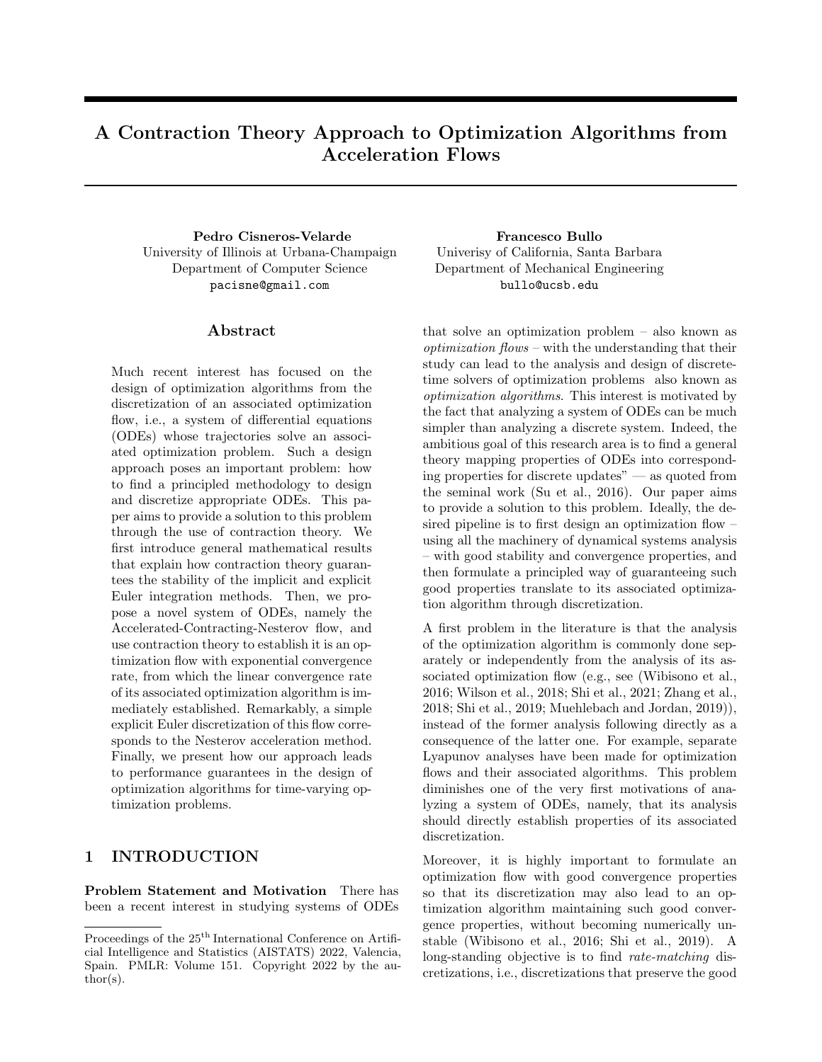# A Contraction Theory Approach to Optimization Algorithms from Acceleration Flows

**Pedro Cisneros-Velarde**
University of Illinois at Urbana-Champaign
Department of Computer Science
pacisne@gmail.com

**Francesco Bullo**
Univerisy of California, Santa Barbara
Department of Mechanical Engineering
bullo@ucsb.edu

## Abstract

Much recent interest has focused on the design of optimization algorithms from the discretization of an associated optimization flow, i.e., a system of differential equations (ODEs) whose trajectories solve an associated optimization problem. Such a design approach poses an important problem: how to find a principled methodology to design and discretize appropriate ODEs. This paper aims to provide a solution to this problem through the use of contraction theory. We first introduce general mathematical results that explain how contraction theory guarantees the stability of the implicit and explicit Euler integration methods. Then, we propose a novel system of ODEs, namely the Accelerated-Contracting-Nesterov flow, and use contraction theory to establish it is an optimization flow with exponential convergence rate, from which the linear convergence rate of its associated optimization algorithm is immediately established. Remarkably, a simple explicit Euler discretization of this flow corresponds to the Nesterov acceleration method. Finally, we present how our approach leads to performance guarantees in the design of optimization algorithms for time-varying optimization problems.

## 1 INTRODUCTION

**Problem Statement and Motivation** There has been a recent interest in studying systems of ODEs that solve an optimization problem – also known as *optimization flows* – with the understanding that their study can lead to the analysis and design of discrete-time solvers of optimization problems also known as *optimization algorithms*. This interest is motivated by the fact that analyzing a system of ODEs can be much simpler than analyzing a discrete system. Indeed, the ambitious goal of this research area is to find a general theory mapping properties of ODEs into corresponding properties for discrete updates" — as quoted from the seminal work (Su et al., 2016). Our paper aims to provide a solution to this problem. Ideally, the desired pipeline is to first design an optimization flow – using all the machinery of dynamical systems analysis – with good stability and convergence properties, and then formulate a principled way of guaranteeing such good properties translate to its associated optimization algorithm through discretization.

A first problem in the literature is that the analysis of the optimization algorithm is commonly done separately or independently from the analysis of its associated optimization flow (e.g., see (Wibisono et al., 2016; Wilson et al., 2018; Shi et al., 2021; Zhang et al., 2018; Shi et al., 2019; Muehlebach and Jordan, 2019)), instead of the former analysis following directly as a consequence of the latter one. For example, separate Lyapunov analyses have been made for optimization flows and their associated algorithms. This problem diminishes one of the very first motivations of analyzing a system of ODEs, namely, that its analysis should directly establish properties of its associated discretization.

Moreover, it is highly important to formulate an optimization flow with good convergence properties so that its discretization may also lead to an optimization algorithm maintaining such good convergence properties, without becoming numerically unstable (Wibisono et al., 2016; Shi et al., 2019). A long-standing objective is to find *rate-matching* discretizations, i.e., discretizations that preserve the good

Proceedings of the 25[th] International Conference on Artificial Intelligence and Statistics (AISTATS) 2022, Valencia, Spain. PMLR: Volume 151. Copyright 2022 by the author(s).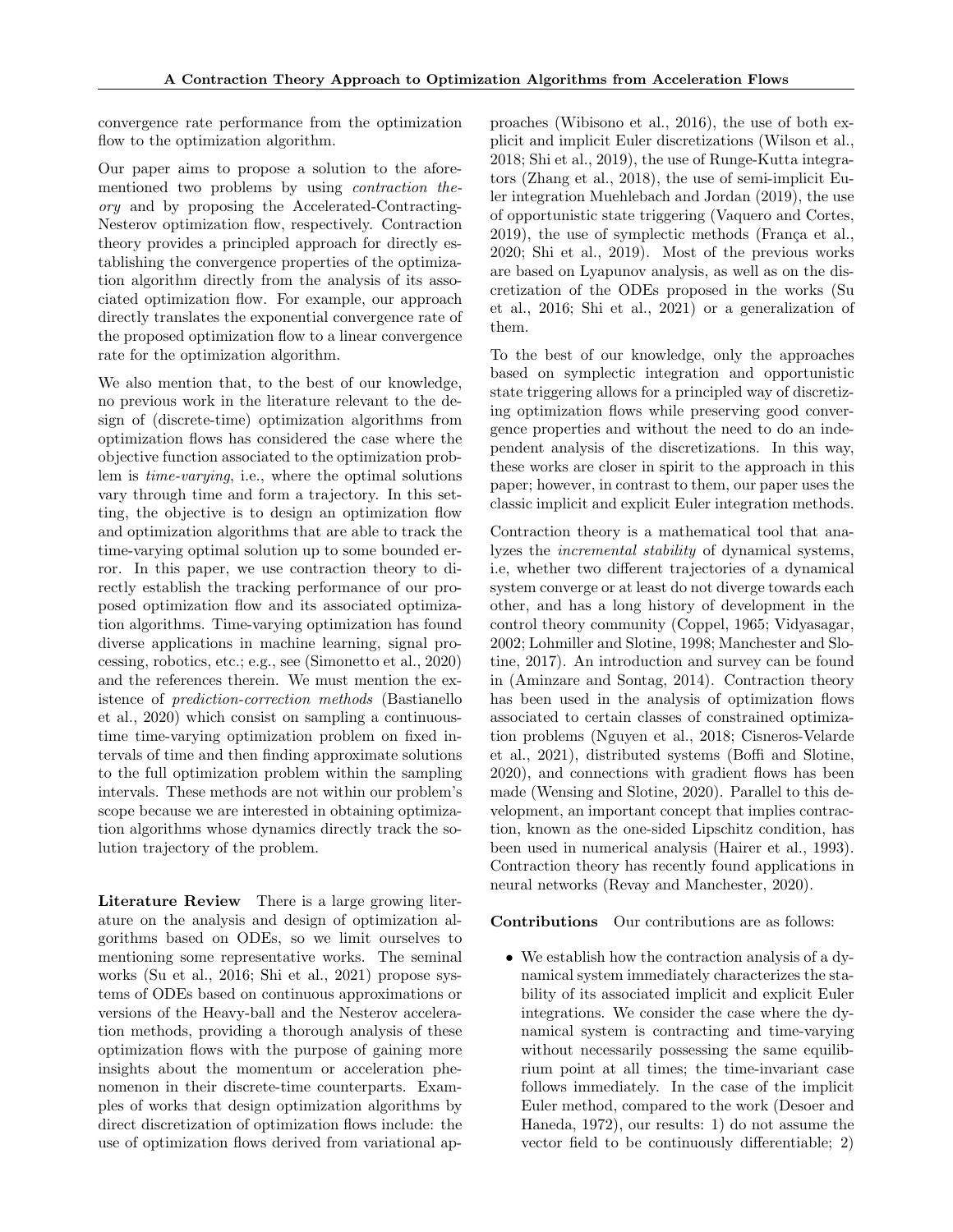convergence rate performance from the optimization flow to the optimization algorithm.

Our paper aims to propose a solution to the aforementioned two problems by using *contraction theory* and by proposing the Accelerated-Contracting-Nesterov optimization flow, respectively. Contraction theory provides a principled approach for directly establishing the convergence properties of the optimization algorithm directly from the analysis of its associated optimization flow. For example, our approach directly translates the exponential convergence rate of the proposed optimization flow to a linear convergence rate for the optimization algorithm.

We also mention that, to the best of our knowledge, no previous work in the literature relevant to the design of (discrete-time) optimization algorithms from optimization flows has considered the case where the objective function associated to the optimization problem is *time-varying*, i.e., where the optimal solutions vary through time and form a trajectory. In this setting, the objective is to design an optimization flow and optimization algorithms that are able to track the time-varying optimal solution up to some bounded error. In this paper, we use contraction theory to directly establish the tracking performance of our proposed optimization flow and its associated optimization algorithms. Time-varying optimization has found diverse applications in machine learning, signal processing, robotics, etc.; e.g., see (Simonetto et al., 2020) and the references therein. We must mention the existence of *prediction-correction methods* (Bastianello et al., 2020) which consist on sampling a continuous-time time-varying optimization problem on fixed intervals of time and then finding approximate solutions to the full optimization problem within the sampling intervals. These methods are not within our problem's scope because we are interested in obtaining optimization algorithms whose dynamics directly track the solution trajectory of the problem.

**Literature Review** There is a large growing literature on the analysis and design of optimization algorithms based on ODEs, so we limit ourselves to mentioning some representative works. The seminal works (Su et al., 2016; Shi et al., 2021) propose systems of ODEs based on continuous approximations or versions of the Heavy-ball and the Nesterov acceleration methods, providing a thorough analysis of these optimization flows with the purpose of gaining more insights about the momentum or acceleration phenomenon in their discrete-time counterparts. Examples of works that design optimization algorithms by direct discretization of optimization flows include: the use of optimization flows derived from variational approaches (Wibisono et al., 2016), the use of both explicit and implicit Euler discretizations (Wilson et al., 2018; Shi et al., 2019), the use of Runge-Kutta integrators (Zhang et al., 2018), the use of semi-implicit Euler integration Muehlebach and Jordan (2019), the use of opportunistic state triggering (Vaquero and Cortes, 2019), the use of symplectic methods (França et al., 2020; Shi et al., 2019). Most of the previous works are based on Lyapunov analysis, as well as on the discretization of the ODEs proposed in the works (Su et al., 2016; Shi et al., 2021) or a generalization of them.

To the best of our knowledge, only the approaches based on symplectic integration and opportunistic state triggering allows for a principled way of discretizing optimization flows while preserving good convergence properties and without the need to do an independent analysis of the discretizations. In this way, these works are closer in spirit to the approach in this paper; however, in contrast to them, our paper uses the classic implicit and explicit Euler integration methods.

Contraction theory is a mathematical tool that analyzes the *incremental stability* of dynamical systems, i.e, whether two different trajectories of a dynamical system converge or at least do not diverge towards each other, and has a long history of development in the control theory community (Coppel, 1965; Vidyasagar, 2002; Lohmiller and Slotine, 1998; Manchester and Slotine, 2017). An introduction and survey can be found in (Aminzare and Sontag, 2014). Contraction theory has been used in the analysis of optimization flows associated to certain classes of constrained optimization problems (Nguyen et al., 2018; Cisneros-Velarde et al., 2021), distributed systems (Boffi and Slotine, 2020), and connections with gradient flows has been made (Wensing and Slotine, 2020). Parallel to this development, an important concept that implies contraction, known as the one-sided Lipschitz condition, has been used in numerical analysis (Hairer et al., 1993). Contraction theory has recently found applications in neural networks (Revay and Manchester, 2020).

**Contributions** Our contributions are as follows:

- We establish how the contraction analysis of a dynamical system immediately characterizes the stability of its associated implicit and explicit Euler integrations. We consider the case where the dynamical system is contracting and time-varying without necessarily possessing the same equilibrium point at all times; the time-invariant case follows immediately. In the case of the implicit Euler method, compared to the work (Desoer and Haneda, 1972), our results: 1) do not assume the vector field to be continuously differentiable; 2)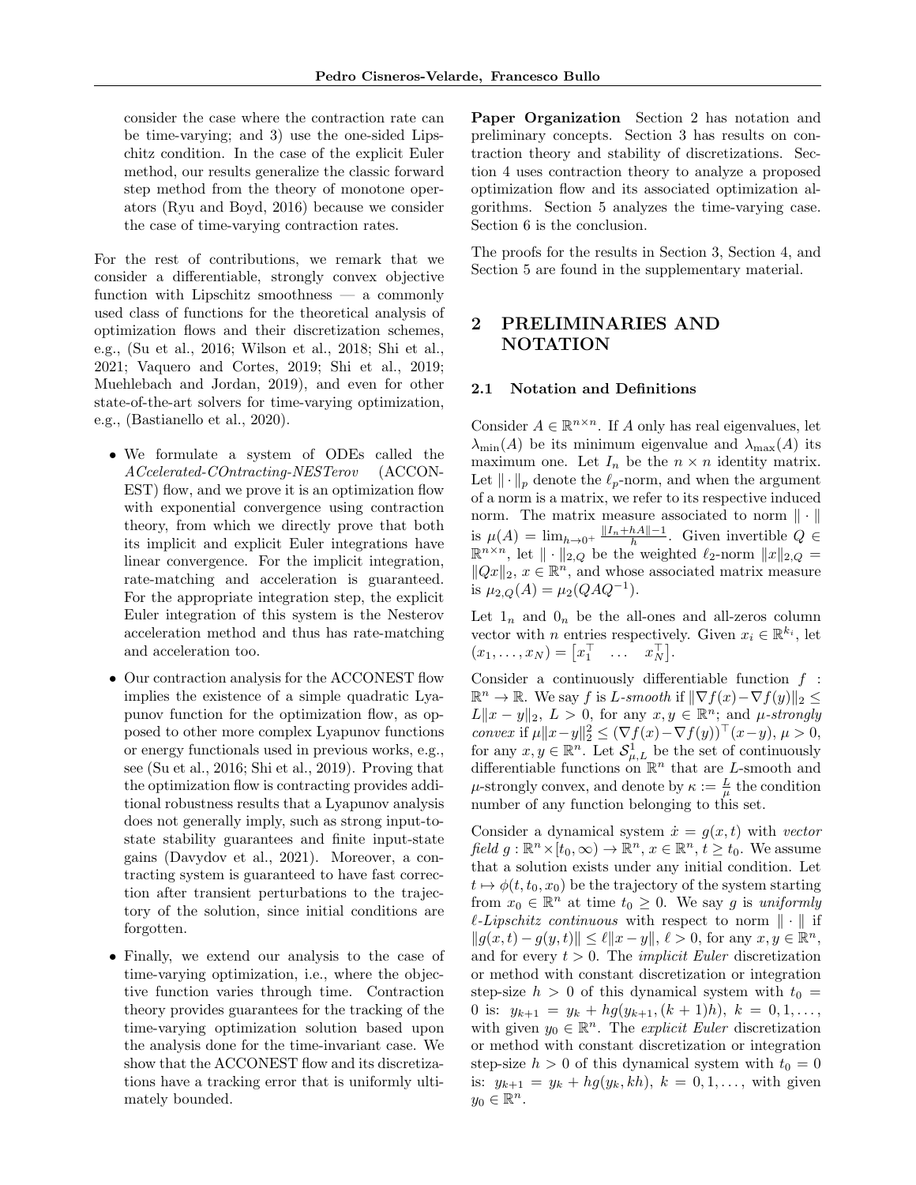consider the case where the contraction rate can be time-varying; and 3) use the one-sided Lipschitz condition. In the case of the explicit Euler method, our results generalize the classic forward step method from the theory of monotone operators (Ryu and Boyd, 2016) because we consider the case of time-varying contraction rates.

For the rest of contributions, we remark that we consider a differentiable, strongly convex objective function with Lipschitz smoothness — a commonly used class of functions for the theoretical analysis of optimization flows and their discretization schemes, e.g., (Su et al., 2016; Wilson et al., 2018; Shi et al., 2021; Vaquero and Cortes, 2019; Shi et al., 2019; Muehlebach and Jordan, 2019), and even for other state-of-the-art solvers for time-varying optimization, e.g., (Bastianello et al., 2020).

- We formulate a system of ODEs called the *ACcelerated-COntracting-NESTerov* (ACCONEST) flow, and we prove it is an optimization flow with exponential convergence using contraction theory, from which we directly prove that both its implicit and explicit Euler integrations have linear convergence. For the implicit integration, rate-matching and acceleration is guaranteed. For the appropriate integration step, the explicit Euler integration of this system is the Nesterov acceleration method and thus has rate-matching and acceleration too.
- Our contraction analysis for the ACCONEST flow implies the existence of a simple quadratic Lyapunov function for the optimization flow, as opposed to other more complex Lyapunov functions or energy functionals used in previous works, e.g., see (Su et al., 2016; Shi et al., 2019). Proving that the optimization flow is contracting provides additional robustness results that a Lyapunov analysis does not generally imply, such as strong input-to-state stability guarantees and finite input-state gains (Davydov et al., 2021). Moreover, a contracting system is guaranteed to have fast correction after transient perturbations to the trajectory of the solution, since initial conditions are forgotten.
- Finally, we extend our analysis to the case of time-varying optimization, i.e., where the objective function varies through time. Contraction theory provides guarantees for the tracking of the time-varying optimization solution based upon the analysis done for the time-invariant case. We show that the ACCONEST flow and its discretizations have a tracking error that is uniformly ultimately bounded.

**Paper Organization** Section 2 has notation and preliminary concepts. Section 3 has results on contraction theory and stability of discretizations. Section 4 uses contraction theory to analyze a proposed optimization flow and its associated optimization algorithms. Section 5 analyzes the time-varying case. Section 6 is the conclusion.

The proofs for the results in Section 3, Section 4, and Section 5 are found in the supplementary material.

## 2 PRELIMINARIES AND NOTATION

### 2.1 Notation and Definitions

Consider $A \in \mathbb{R}^{n\times n}$. If $A$ only has real eigenvalues, let $\lambda_{\min}(A)$ be its minimum eigenvalue and $\lambda_{\max}(A)$ its maximum one. Let $I_n$ be the $n \times n$ identity matrix. Let $\|\cdot\|_p$ denote the $\ell_p$-norm, and when the argument of a norm is a matrix, we refer to its respective induced norm. The matrix measure associated to norm $\|\cdot\|$ is $\mu(A) = \lim_{h\to 0^+} \frac{\|I_n + hA\| - 1}{h}$. Given invertible $Q \in \mathbb{R}^{n\times n}$, let $\|\cdot\|_{2,Q}$ be the weighted $\ell_2$-norm $\|x\|_{2,Q} = \|Qx\|_2$, $x \in \mathbb{R}^n$, and whose associated matrix measure is $\mu_{2,Q}(A) = \mu_2(QAQ^{-1})$.

Let $1_n$ and $0_n$ be the all-ones and all-zeros column vector with $n$ entries respectively. Given $x_i \in \mathbb{R}^{k_i}$, let $(x_1, \ldots, x_N) = \begin{bmatrix} x_1^\top & \ldots & x_N^\top \end{bmatrix}$.

Consider a continuously differentiable function $f : \mathbb{R}^n \to \mathbb{R}$. We say $f$ is *L-smooth* if $\|\nabla f(x) - \nabla f(y)\|_2 \leq L\|x - y\|_2$, $L > 0$, for any $x, y \in \mathbb{R}^n$; and *μ-strongly convex* if $\mu\|x-y\|_2^2 \leq (\nabla f(x) - \nabla f(y))^\top (x - y)$, $\mu > 0$, for any $x, y \in \mathbb{R}^n$. Let $\mathcal{S}^1_{\mu,L}$ be the set of continuously differentiable functions on $\mathbb{R}^n$ that are $L$-smooth and $\mu$-strongly convex, and denote by $\kappa := \frac{L}{\mu}$ the condition number of any function belonging to this set.

Consider a dynamical system $\dot{x} = g(x, t)$ with *vector field* $g : \mathbb{R}^n \times [t_0, \infty) \to \mathbb{R}^n$, $x \in \mathbb{R}^n$, $t \geq t_0$. We assume that a solution exists under any initial condition. Let $t \mapsto \phi(t, t_0, x_0)$ be the trajectory of the system starting from $x_0 \in \mathbb{R}^n$ at time $t_0 \geq 0$. We say $g$ is *uniformly ℓ-Lipschitz continuous* with respect to norm $\|\cdot\|$ if $\|g(x, t) - g(y, t)\| \leq \ell\|x - y\|$, $\ell > 0$, for any $x, y \in \mathbb{R}^n$, and for every $t > 0$. The *implicit Euler* discretization or method with constant discretization or integration step-size $h > 0$ of this dynamical system with $t_0 = 0$ is: $y_{k+1} = y_k + hg(y_{k+1}, (k + 1)h)$, $k = 0, 1, \ldots,$ with given $y_0 \in \mathbb{R}^n$. The *explicit Euler* discretization or method with constant discretization or integration step-size $h > 0$ of this dynamical system with $t_0 = 0$ is: $y_{k+1} = y_k + hg(y_k, kh)$, $k = 0, 1, \ldots,$ with given $y_0 \in \mathbb{R}^n$.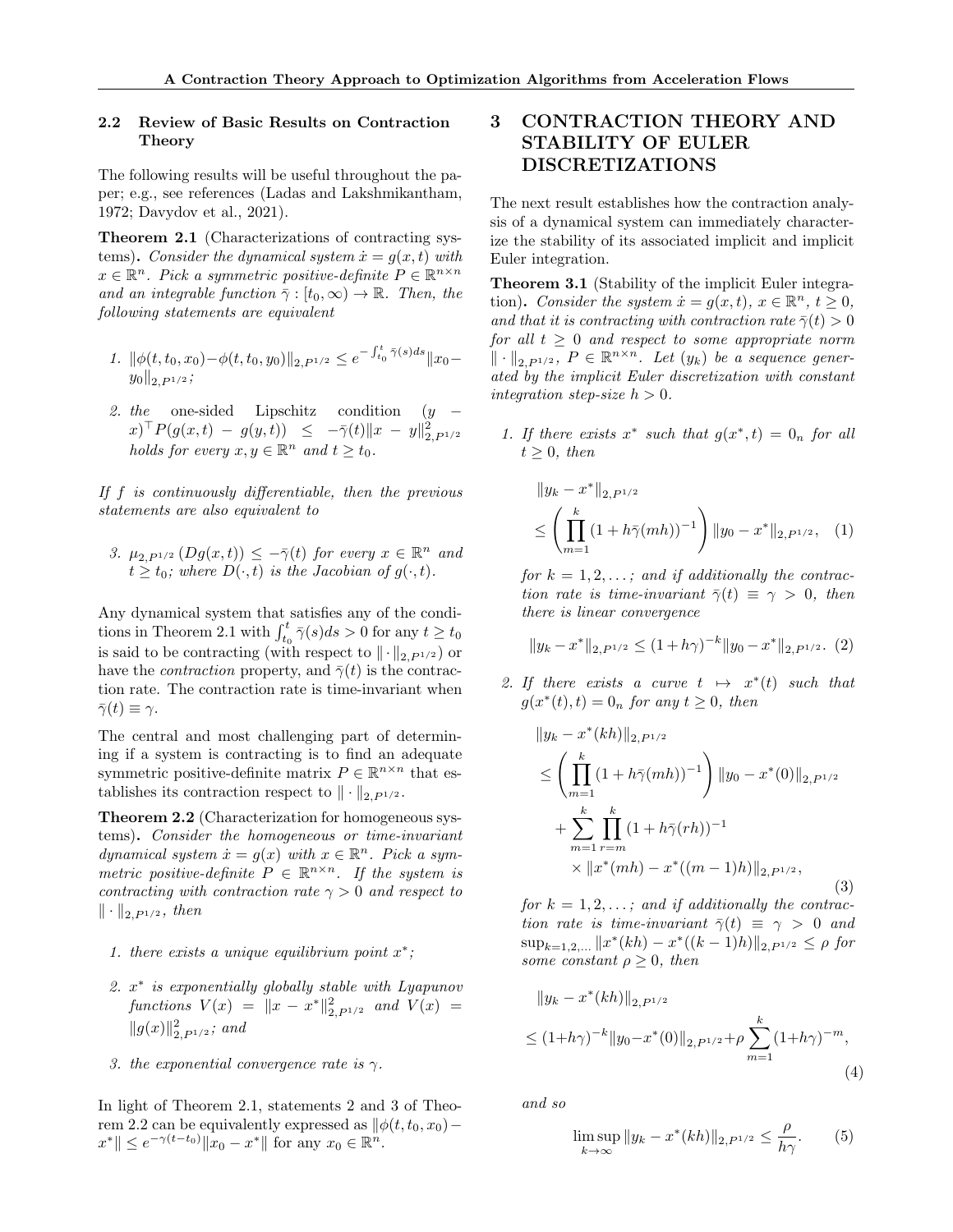### 2.2 Review of Basic Results on Contraction Theory

The following results will be useful throughout the paper; e.g., see references (Ladas and Lakshmikantham, 1972; Davydov et al., 2021).

**Theorem 2.1** (Characterizations of contracting systems)**.** *Consider the dynamical system $\dot{x} = g(x,t)$ with $x \in \mathbb{R}^n$. Pick a symmetric positive-definite $P \in \mathbb{R}^{n\times n}$ and an integrable function $\bar{\gamma} : [t_0, \infty) \to \mathbb{R}$. Then, the following statements are equivalent*

1. $\|\phi(t,t_0,x_0) - \phi(t,t_0,y_0)\|_{2,P^{1/2}} \leq e^{-\int_{t_0}^{t}\bar{\gamma}(s)ds}\|x_0 - y_0\|_{2,P^{1/2}}$*;*
2. *the one-sided Lipschitz condition* $(y - x)^\top P(g(x,t) - g(y,t)) \leq -\bar{\gamma}(t)\|x - y\|^2_{2,P^{1/2}}$ *holds for every $x, y \in \mathbb{R}^n$ and $t \geq t_0$.*

*If $f$ is continuously differentiable, then the previous statements are also equivalent to*

3. $\mu_{2,P^{1/2}}(Dg(x,t)) \leq -\bar{\gamma}(t)$ *for every $x \in \mathbb{R}^n$ and $t \geq t_0$; where $D(\cdot, t)$ is the Jacobian of $g(\cdot, t)$.*

Any dynamical system that satisfies any of the conditions in Theorem 2.1 with $\int_{t_0}^{t}\bar{\gamma}(s)ds > 0$ for any $t \geq t_0$ is said to be contracting (with respect to $\|\cdot\|_{2,P^{1/2}}$) or have the *contraction* property, and $\bar{\gamma}(t)$ is the contraction rate. The contraction rate is time-invariant when $\bar{\gamma}(t) \equiv \gamma$.

The central and most challenging part of determining if a system is contracting is to find an adequate symmetric positive-definite matrix $P \in \mathbb{R}^{n\times n}$ that establishes its contraction respect to $\|\cdot\|_{2,P^{1/2}}$.

**Theorem 2.2** (Characterization for homogeneous systems)**.** *Consider the homogeneous or time-invariant dynamical system $\dot{x} = g(x)$ with $x \in \mathbb{R}^n$. Pick a symmetric positive-definite $P \in \mathbb{R}^{n\times n}$. If the system is contracting with contraction rate $\gamma > 0$ and respect to $\|\cdot\|_{2,P^{1/2}}$, then*

1. *there exists a unique equilibrium point $x^*$;*
2. *$x^*$ is exponentially globally stable with Lyapunov functions $V(x) = \|x - x^*\|^2_{2,P^{1/2}}$ and $V(x) = \|g(x)\|^2_{2,P^{1/2}}$; and*
3. *the exponential convergence rate is $\gamma$.*

In light of Theorem 2.1, statements 2 and 3 of Theorem 2.2 can be equivalently expressed as $\|\phi(t,t_0,x_0) - x^*\| \leq e^{-\gamma(t-t_0)}\|x_0 - x^*\|$ for any $x_0 \in \mathbb{R}^n$.

## 3 CONTRACTION THEORY AND STABILITY OF EULER DISCRETIZATIONS

The next result establishes how the contraction analysis of a dynamical system can immediately characterize the stability of its associated implicit and implicit Euler integration.

**Theorem 3.1** (Stability of the implicit Euler integration)**.** *Consider the system $\dot{x} = g(x,t)$, $x \in \mathbb{R}^n$, $t \geq 0$, and that it is contracting with contraction rate $\bar{\gamma}(t) > 0$ for all $t \geq 0$ and respect to some appropriate norm $\|\cdot\|_{2,P^{1/2}}$, $P \in \mathbb{R}^{n\times n}$. Let $(y_k)$ be a sequence generated by the implicit Euler discretization with constant integration step-size $h > 0$.*

1. *If there exists $x^*$ such that $g(x^*, t) = 0_n$ for all $t \geq 0$, then*

$$\|y_k - x^*\|_{2,P^{1/2}} \leq \left(\prod_{m=1}^{k}(1 + h\bar{\gamma}(mh))^{-1}\right)\|y_0 - x^*\|_{2,P^{1/2}}, \quad (1)$$

*for $k = 1, 2, \ldots$; and if additionally the contraction rate is time-invariant $\bar{\gamma}(t) \equiv \gamma > 0$, then there is linear convergence*

$$\|y_k - x^*\|_{2,P^{1/2}} \leq (1 + h\gamma)^{-k}\|y_0 - x^*\|_{2,P^{1/2}}. \quad (2)$$

2. *If there exists a curve $t \mapsto x^*(t)$ such that $g(x^*(t), t) = 0_n$ for any $t \geq 0$, then*

$$\begin{aligned}
&\|y_k - x^*(kh)\|_{2,P^{1/2}} \\
&\leq \left(\prod_{m=1}^{k}(1 + h\bar{\gamma}(mh))^{-1}\right)\|y_0 - x^*(0)\|_{2,P^{1/2}} \\
&\quad + \sum_{m=1}^{k}\prod_{r=m}^{k}(1 + h\bar{\gamma}(rh))^{-1} \\
&\quad \times \|x^*(mh) - x^*((m-1)h)\|_{2,P^{1/2}},
\end{aligned} \quad (3)$$

*for $k = 1, 2, \ldots$; and if additionally the contraction rate is time-invariant $\bar{\gamma}(t) \equiv \gamma > 0$ and $\sup_{k=1,2,\ldots}\|x^*(kh) - x^*((k-1)h)\|_{2,P^{1/2}} \leq \rho$ for some constant $\rho \geq 0$, then*

$$\begin{aligned}
&\|y_k - x^*(kh)\|_{2,P^{1/2}} \\
&\leq (1+h\gamma)^{-k}\|y_0 - x^*(0)\|_{2,P^{1/2}} + \rho\sum_{m=1}^{k}(1+h\gamma)^{-m},
\end{aligned} \quad (4)$$

*and so*

$$\limsup_{k\to\infty}\|y_k - x^*(kh)\|_{2,P^{1/2}} \leq \frac{\rho}{h\gamma}. \quad (5)$$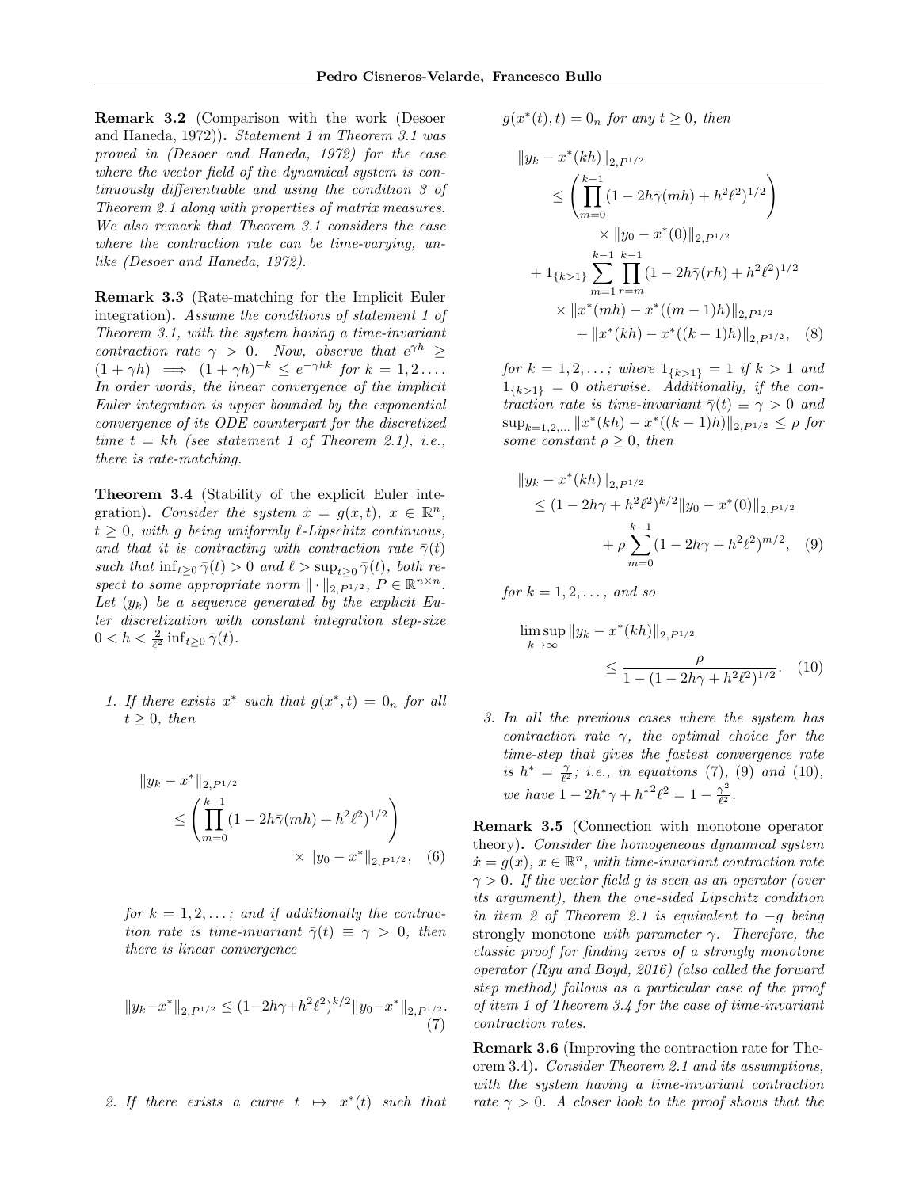**Remark 3.2** (Comparison with the work (Desoer and Haneda, 1972)). *Statement 1 in Theorem 3.1 was proved in (Desoer and Haneda, 1972) for the case where the vector field of the dynamical system is continuously differentiable and using the condition 3 of Theorem 2.1 along with properties of matrix measures. We also remark that Theorem 3.1 considers the case where the contraction rate can be time-varying, unlike (Desoer and Haneda, 1972).*

**Remark 3.3** (Rate-matching for the Implicit Euler integration). *Assume the conditions of statement 1 of Theorem 3.1, with the system having a time-invariant contraction rate $\gamma > 0$. Now, observe that $e^{\gamma h} \geq (1+\gamma h) \implies (1+\gamma h)^{-k} \leq e^{-\gamma h k}$ for $k = 1, 2 \ldots$. In order words, the linear convergence of the implicit Euler integration is upper bounded by the exponential convergence of its ODE counterpart for the discretized time $t = kh$ (see statement 1 of Theorem 2.1), i.e., there is rate-matching.*

**Theorem 3.4** (Stability of the explicit Euler integration). *Consider the system $\dot{x} = g(x,t)$, $x \in \mathbb{R}^n$, $t \geq 0$, with $g$ being uniformly $\ell$-Lipschitz continuous, and that it is contracting with contraction rate $\bar{\gamma}(t)$ such that $\inf_{t\geq 0} \bar{\gamma}(t) > 0$ and $\ell > \sup_{t \geq 0} \bar{\gamma}(t)$, both respect to some appropriate norm $\|\cdot\|_{2,P^{1/2}}$, $P \in \mathbb{R}^{n \times n}$. Let $(y_k)$ be a sequence generated by the explicit Euler discretization with constant integration step-size $0 < h < \frac{2}{\ell^2} \inf_{t \geq 0} \bar{\gamma}(t)$.*

1. *If there exists $x^*$ such that $g(x^*, t) = 0_n$ for all $t \geq 0$, then*

$$
\|y_k - x^*\|_{2,P^{1/2}} \leq \left( \prod_{m=0}^{k-1} (1 - 2h\bar{\gamma}(mh) + h^2\ell^2)^{1/2} \right) \times \|y_0 - x^*\|_{2,P^{1/2}}, \quad (6)
$$

   *for $k = 1, 2, \ldots$; and if additionally the contraction rate is time-invariant $\bar{\gamma}(t) \equiv \gamma > 0$, then there is linear convergence*

$$
\|y_k - x^*\|_{2,P^{1/2}} \leq (1 - 2h\gamma + h^2\ell^2)^{k/2} \|y_0 - x^*\|_{2,P^{1/2}}. \quad (7)
$$

2. *If there exists a curve $t \mapsto x^*(t)$ such that $g(x^*(t), t) = 0_n$ for any $t \geq 0$, then*

$$
\begin{aligned}
\|y_k - x^*(kh)\|_{2,P^{1/2}} &\leq \left( \prod_{m=0}^{k-1} (1 - 2h\bar{\gamma}(mh) + h^2\ell^2)^{1/2} \right) \times \|y_0 - x^*(0)\|_{2,P^{1/2}} \\
&+ 1_{\{k>1\}} \sum_{m=1}^{k-1} \prod_{r=m}^{k-1} (1 - 2h\bar{\gamma}(rh) + h^2\ell^2)^{1/2} \times \|x^*(mh) - x^*((m-1)h)\|_{2,P^{1/2}} \\
&+ \|x^*(kh) - x^*((k-1)h)\|_{2,P^{1/2}}, \quad (8)
\end{aligned}
$$

   *for $k = 1, 2, \ldots$; where $1_{\{k>1\}} = 1$ if $k > 1$ and $1_{\{k>1\}} = 0$ otherwise. Additionally, if the contraction rate is time-invariant $\bar{\gamma}(t) \equiv \gamma > 0$ and $\sup_{k=1,2,\ldots} \|x^*(kh) - x^*((k-1)h)\|_{2,P^{1/2}} \leq \rho$ for some constant $\rho \geq 0$, then*

$$
\begin{aligned}
\|y_k - x^*(kh)\|_{2,P^{1/2}} &\leq (1 - 2h\gamma + h^2\ell^2)^{k/2} \|y_0 - x^*(0)\|_{2,P^{1/2}} \\
&+ \rho \sum_{m=0}^{k-1} (1 - 2h\gamma + h^2\ell^2)^{m/2}, \quad (9)
\end{aligned}
$$

   *for $k = 1, 2, \ldots$, and so*

$$
\limsup_{k\to\infty} \|y_k - x^*(kh)\|_{2,P^{1/2}} \leq \frac{\rho}{1 - (1 - 2h\gamma + h^2\ell^2)^{1/2}}. \quad (10)
$$

3. *In all the previous cases where the system has contraction rate $\gamma$, the optimal choice for the time-step that gives the fastest convergence rate is $h^* = \frac{\gamma}{\ell^2}$; i.e., in equations (7), (9) and (10), we have $1 - 2h^*\gamma + h^{*2}\ell^2 = 1 - \frac{\gamma^2}{\ell^2}$.*

**Remark 3.5** (Connection with monotone operator theory). *Consider the homogeneous dynamical system $\dot{x} = g(x)$, $x \in \mathbb{R}^n$, with time-invariant contraction rate $\gamma > 0$. If the vector field $g$ is seen as an operator (over its argument), then the one-sided Lipschitz condition in item 2 of Theorem 2.1 is equivalent to $-g$ being* strongly monotone *with parameter $\gamma$. Therefore, the classic proof for finding zeros of a strongly monotone operator (Ryu and Boyd, 2016) (also called the forward step method) follows as a particular case of the proof of item 1 of Theorem 3.4 for the case of time-invariant contraction rates.*

**Remark 3.6** (Improving the contraction rate for Theorem 3.4). *Consider Theorem 2.1 and its assumptions, with the system having a time-invariant contraction rate $\gamma > 0$. A closer look to the proof shows that the*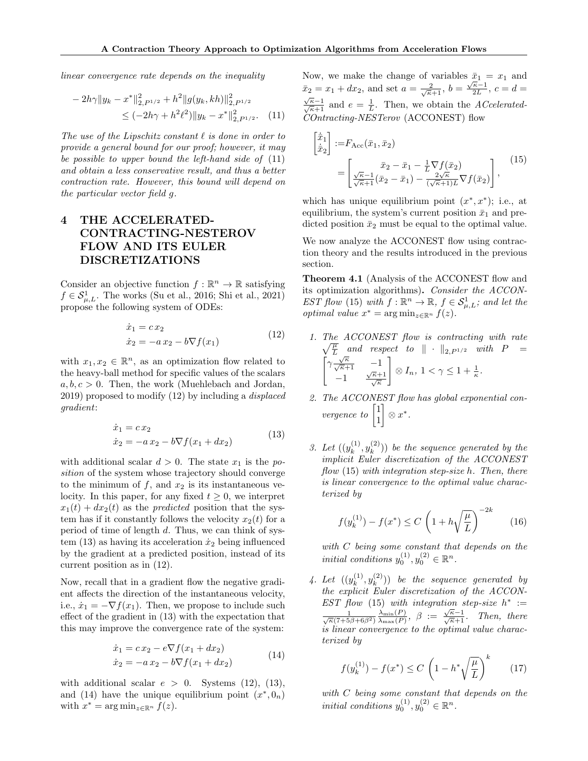*linear convergence rate depends on the inequality*

$$
\begin{aligned}
-2h\gamma\|y_k - x^*\|^2_{2,P^{1/2}} + h^2\|g(y_k, kh)\|^2_{2,P^{1/2}} \\
\leq (-2h\gamma + h^2\ell^2)\|y_k - x^*\|^2_{2,P^{1/2}}. \quad (11)
\end{aligned}
$$

*The use of the Lipschitz constant $\ell$ is done in order to provide a general bound for our proof; however, it may be possible to upper bound the left-hand side of (11) and obtain a less conservative result, and thus a better contraction rate. However, this bound will depend on the particular vector field $g$.*

# 4 THE ACCELERATED-CONTRACTING-NESTEROV FLOW AND ITS EULER DISCRETIZATIONS

Consider an objective function $f : \mathbb{R}^n \to \mathbb{R}$ satisfying $f \in \mathcal{S}^1_{\mu,L}$. The works (Su et al., 2016; Shi et al., 2021) propose the following system of ODEs:

$$
\begin{aligned}
\dot{x}_1 &= c\, x_2 \\
\dot{x}_2 &= -a\, x_2 - b\nabla f(x_1)
\end{aligned}
\quad (12)
$$

with $x_1, x_2 \in \mathbb{R}^n$, as an optimization flow related to the heavy-ball method for specific values of the scalars $a, b, c > 0$. Then, the work (Muehlebach and Jordan, 2019) proposed to modify (12) by including a *displaced gradient*:

$$
\begin{aligned}
\dot{x}_1 &= c\, x_2 \\
\dot{x}_2 &= -a\, x_2 - b\nabla f(x_1 + dx_2)
\end{aligned}
\quad (13)
$$

with additional scalar $d > 0$. The state $x_1$ is the *position* of the system whose trajectory should converge to the minimum of $f$, and $x_2$ is its instantaneous velocity. In this paper, for any fixed $t \geq 0$, we interpret $x_1(t) + dx_2(t)$ as the *predicted* position that the system has if it constantly follows the velocity $x_2(t)$ for a period of time of length $d$. Thus, we can think of system (13) as having its acceleration $\dot{x}_2$ being influenced by the gradient at a predicted position, instead of its current position as in (12).

Now, recall that in a gradient flow the negative gradient affects the direction of the instantaneous velocity, i.e., $\dot{x}_1 = -\nabla f(x_1)$. Then, we propose to include such effect of the gradient in (13) with the expectation that this may improve the convergence rate of the system:

$$
\begin{aligned}
\dot{x}_1 &= c\, x_2 - e\nabla f(x_1 + dx_2) \\
\dot{x}_2 &= -a\, x_2 - b\nabla f(x_1 + dx_2)
\end{aligned}
\quad (14)
$$

with additional scalar $e > 0$. Systems (12), (13), and (14) have the unique equilibrium point $(x^*, 0_n)$ with $x^* = \arg\min_{z\in\mathbb{R}^n} f(z)$.

Now, we make the change of variables $\bar{x}_1 = x_1$ and $\bar{x}_2 = x_1 + dx_2$, and set $a = \frac{2}{\sqrt{\kappa}+1}$, $b = \frac{\sqrt{\kappa}-1}{2L}$, $c = d = \frac{\sqrt{\kappa}-1}{\sqrt{\kappa}+1}$ and $e = \frac{1}{L}$. Then, we obtain the *ACcelerated-COntracting-NESTerov* (ACCONEST) flow

$$
\begin{bmatrix} \dot{\bar{x}}_1 \\ \dot{\bar{x}}_2 \end{bmatrix} := F_{\text{Acc}}(\bar{x}_1, \bar{x}_2) = \begin{bmatrix} \bar{x}_2 - \bar{x}_1 - \frac{1}{L}\nabla f(\bar{x}_2) \\ \frac{\sqrt{\kappa}-1}{\sqrt{\kappa}+1}(\bar{x}_2 - \bar{x}_1) - \frac{2\sqrt{\kappa}}{(\sqrt{\kappa}+1)L}\nabla f(\bar{x}_2) \end{bmatrix}, \quad (15)
$$

which has unique equilibrium point $(x^*, x^*)$; i.e., at equilibrium, the system's current position $\bar{x}_1$ and predicted position $\bar{x}_2$ must be equal to the optimal value.

We now analyze the ACCONEST flow using contraction theory and the results introduced in the previous section.

**Theorem 4.1** (Analysis of the ACCONEST flow and its optimization algorithms)**.** *Consider the ACCONEST flow (15) with $f : \mathbb{R}^n \to \mathbb{R}$, $f \in \mathcal{S}^1_{\mu,L}$; and let the optimal value $x^* = \arg\min_{z\in\mathbb{R}^n} f(z)$.*

1. *The ACCONEST flow is contracting with rate $\sqrt{\frac{\mu}{L}}$ and respect to $\|\cdot\|_{2,P^{1/2}}$ with $P = \begin{bmatrix} \gamma\frac{\sqrt{\kappa}}{\sqrt{\kappa}+1} & -1 \\ -1 & \frac{\sqrt{\kappa}+1}{\sqrt{\kappa}} \end{bmatrix} \otimes I_n$, $1 < \gamma \leq 1 + \frac{1}{\kappa}$.*

2. *The ACCONEST flow has global exponential convergence to $\begin{bmatrix} 1 \\ 1 \end{bmatrix} \otimes x^*$.*

3. *Let $((y_k^{(1)}, y_k^{(2)}))$ be the sequence generated by the implicit Euler discretization of the ACCONEST flow (15) with integration step-size $h$. Then, there is linear convergence to the optimal value characterized by*

$$
f(y_k^{(1)}) - f(x^*) \leq C\left(1 + h\sqrt{\frac{\mu}{L}}\right)^{-2k} \quad (16)
$$

*with $C$ being some constant that depends on the initial conditions $y_0^{(1)}, y_0^{(2)} \in \mathbb{R}^n$.*

4. *Let $((y_k^{(1)}, y_k^{(2)}))$ be the sequence generated by the explicit Euler discretization of the ACCONEST flow (15) with integration step-size $h^* := \frac{1}{\sqrt{\kappa}(7+5\beta+6\beta^2)}\frac{\lambda_{\min}(P)}{\lambda_{\max}(P)}$, $\beta := \frac{\sqrt{\kappa}-1}{\sqrt{\kappa}+1}$. Then, there is linear convergence to the optimal value characterized by*

$$
f(y_k^{(1)}) - f(x^*) \leq C\left(1 - h^*\sqrt{\frac{\mu}{L}}\right)^{k} \quad (17)
$$

*with $C$ being some constant that depends on the initial conditions $y_0^{(1)}, y_0^{(2)} \in \mathbb{R}^n$.*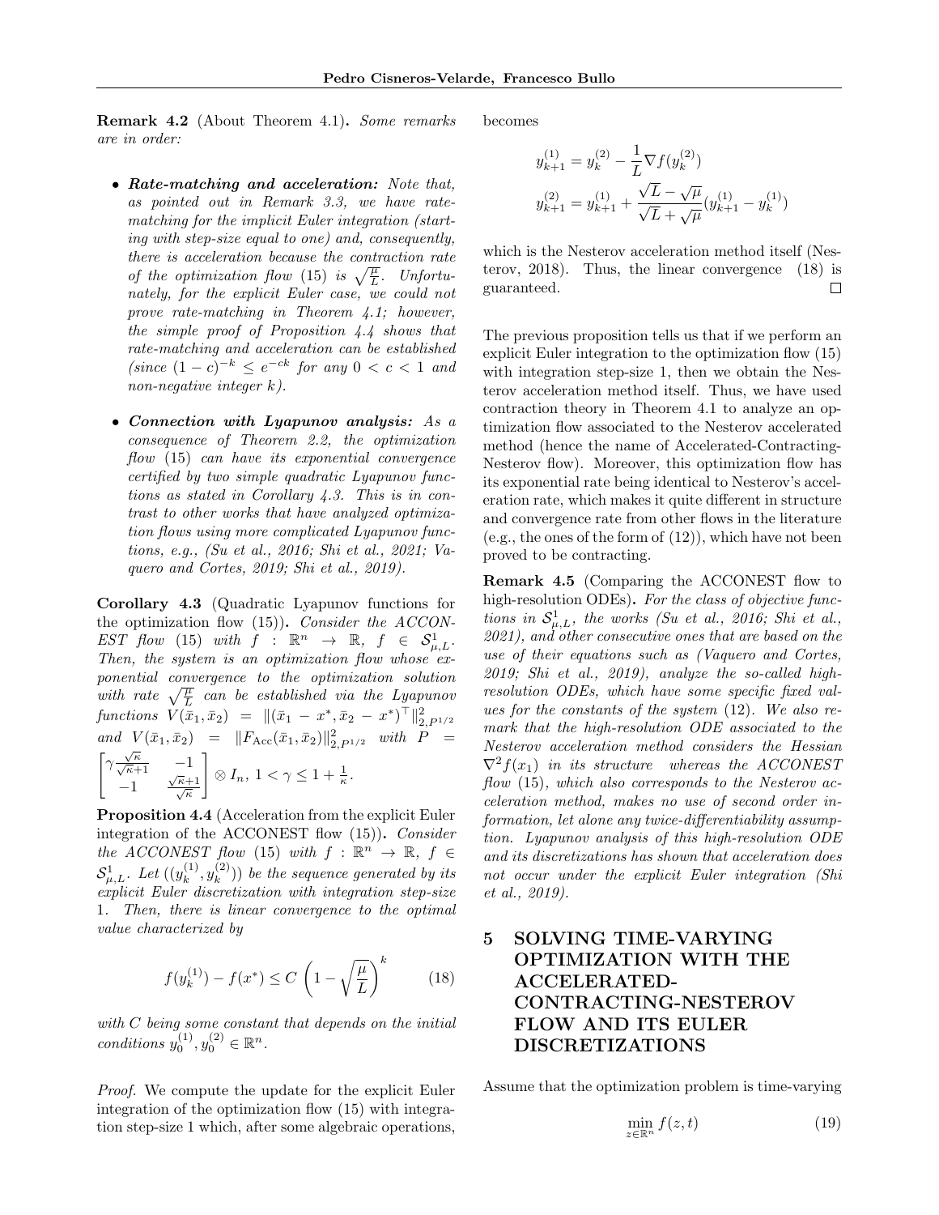**Remark 4.2** (About Theorem 4.1)**.** *Some remarks are in order:*

- ***Rate-matching and acceleration:*** *Note that, as pointed out in Remark 3.3, we have rate-matching for the implicit Euler integration (starting with step-size equal to one) and, consequently, there is acceleration because the contraction rate of the optimization flow (15) is $\sqrt{\frac{\mu}{L}}$. Unfortunately, for the explicit Euler case, we could not prove rate-matching in Theorem 4.1; however, the simple proof of Proposition 4.4 shows that rate-matching and acceleration can be established (since $(1-c)^{-k} \leq e^{-ck}$ for any $0 < c < 1$ and non-negative integer $k$).*

- ***Connection with Lyapunov analysis:*** *As a consequence of Theorem 2.2, the optimization flow (15) can have its exponential convergence certified by two simple quadratic Lyapunov functions as stated in Corollary 4.3. This is in contrast to other works that have analyzed optimization flows using more complicated Lyapunov functions, e.g., (Su et al., 2016; Shi et al., 2021; Vaquero and Cortes, 2019; Shi et al., 2019).*

**Corollary 4.3** (Quadratic Lyapunov functions for the optimization flow (15))**.** *Consider the ACCONEST flow (15) with $f : \mathbb{R}^n \to \mathbb{R}$, $f \in \mathcal{S}^1_{\mu,L}$. Then, the system is an optimization flow whose exponential convergence to the optimization solution with rate $\sqrt{\frac{\mu}{L}}$ can be established via the Lyapunov functions $V(\bar{x}_1, \bar{x}_2) = \|(\bar{x}_1 - x^*, \bar{x}_2 - x^*)^\top\|^2_{2,P^{1/2}}$ and $V(\bar{x}_1, \bar{x}_2) = \|F_{\mathrm{Acc}}(\bar{x}_1, \bar{x}_2)\|^2_{2,P^{1/2}}$ with $P = \begin{bmatrix} \gamma\frac{\sqrt{\kappa}}{\sqrt{\kappa}+1} & -1 \\ -1 & \frac{\sqrt{\kappa}+1}{\sqrt{\kappa}} \end{bmatrix} \otimes I_n$, $1 < \gamma \leq 1 + \frac{1}{\kappa}$.*

**Proposition 4.4** (Acceleration from the explicit Euler integration of the ACCONEST flow (15))**.** *Consider the ACCONEST flow (15) with $f : \mathbb{R}^n \to \mathbb{R}$, $f \in \mathcal{S}^1_{\mu,L}$. Let $((y^{(1)}_k, y^{(2)}_k))$ be the sequence generated by its explicit Euler discretization with integration step-size 1. Then, there is linear convergence to the optimal value characterized by*

$$f(y^{(1)}_k) - f(x^*) \leq C\left(1 - \sqrt{\frac{\mu}{L}}\right)^k \tag{18}$$

*with $C$ being some constant that depends on the initial conditions $y^{(1)}_0, y^{(2)}_0 \in \mathbb{R}^n$.*

*Proof.* We compute the update for the explicit Euler integration of the optimization flow (15) with integration step-size 1 which, after some algebraic operations, becomes

$$y^{(1)}_{k+1} = y^{(2)}_k - \frac{1}{L}\nabla f(y^{(2)}_k)$$
$$y^{(2)}_{k+1} = y^{(1)}_{k+1} + \frac{\sqrt{L}-\sqrt{\mu}}{\sqrt{L}+\sqrt{\mu}}(y^{(1)}_{k+1} - y^{(1)}_k)$$

which is the Nesterov acceleration method itself (Nesterov, 2018). Thus, the linear convergence (18) is guaranteed. □

The previous proposition tells us that if we perform an explicit Euler integration to the optimization flow (15) with integration step-size 1, then we obtain the Nesterov acceleration method itself. Thus, we have used contraction theory in Theorem 4.1 to analyze an optimization flow associated to the Nesterov accelerated method (hence the name of Accelerated-Contracting-Nesterov flow). Moreover, this optimization flow has its exponential rate being identical to Nesterov's acceleration rate, which makes it quite different in structure and convergence rate from other flows in the literature (e.g., the ones of the form of (12)), which have not been proved to be contracting.

**Remark 4.5** (Comparing the ACCONEST flow to high-resolution ODEs)**.** *For the class of objective functions in $\mathcal{S}^1_{\mu,L}$, the works (Su et al., 2016; Shi et al., 2021), and other consecutive ones that are based on the use of their equations such as (Vaquero and Cortes, 2019; Shi et al., 2019), analyze the so-called high-resolution ODEs, which have some specific fixed values for the constants of the system (12). We also remark that the high-resolution ODE associated to the Nesterov acceleration method considers the Hessian $\nabla^2 f(x_1)$ in its structure whereas the ACCONEST flow (15), which also corresponds to the Nesterov acceleration method, makes no use of second order information, let alone any twice-differentiability assumption. Lyapunov analysis of this high-resolution ODE and its discretizations has shown that acceleration does not occur under the explicit Euler integration (Shi et al., 2019).*

# 5 SOLVING TIME-VARYING OPTIMIZATION WITH THE ACCELERATED-CONTRACTING-NESTEROV FLOW AND ITS EULER DISCRETIZATIONS

Assume that the optimization problem is time-varying

$$\min_{z \in \mathbb{R}^n} f(z, t) \tag{19}$$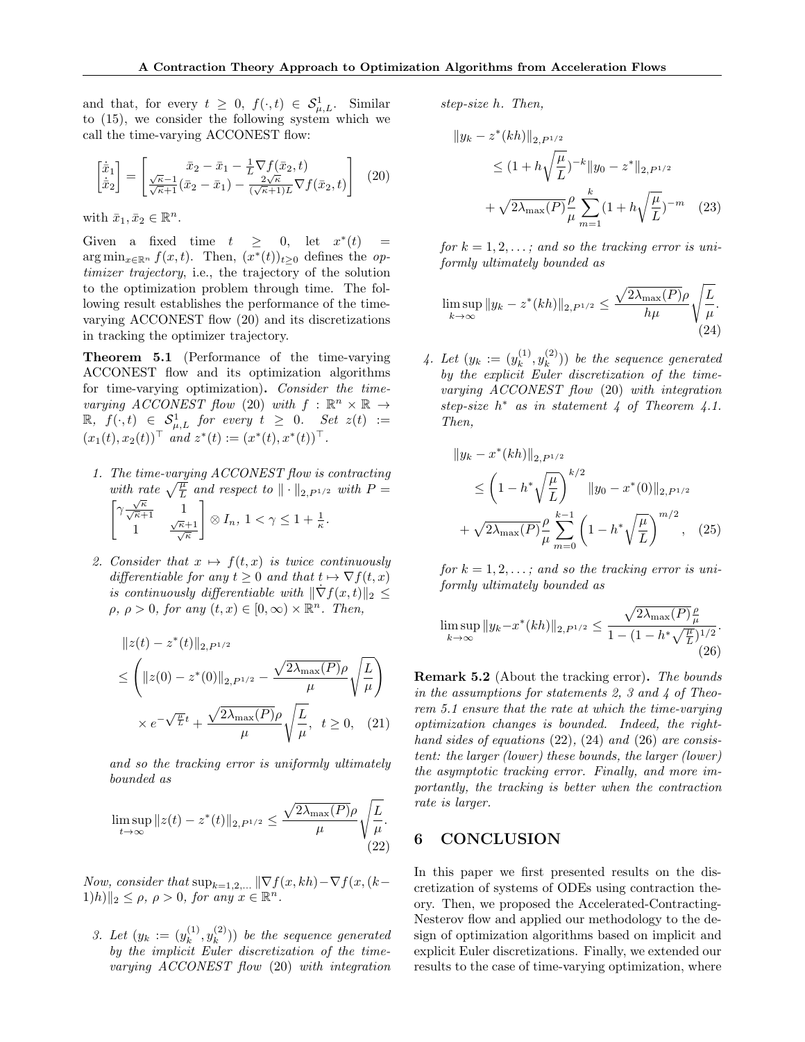and that, for every $t \geq 0$, $f(\cdot, t) \in \mathcal{S}^1_{\mu,L}$. Similar to (15), we consider the following system which we call the time-varying ACCONEST flow:

$$\begin{bmatrix} \dot{\bar{x}}_1 \\ \dot{\bar{x}}_2 \end{bmatrix} = \begin{bmatrix} \bar{x}_2 - \bar{x}_1 - \frac{1}{L}\nabla f(\bar{x}_2, t) \\ \frac{\sqrt{\kappa}-1}{\sqrt{\kappa}+1}(\bar{x}_2 - \bar{x}_1) - \frac{2\sqrt{\kappa}}{(\sqrt{\kappa}+1)L}\nabla f(\bar{x}_2, t) \end{bmatrix} \quad (20)$$

with $\bar{x}_1, \bar{x}_2 \in \mathbb{R}^n$.

Given a fixed time $t \geq 0$, let $x^*(t) = \arg\min_{x \in \mathbb{R}^n} f(x,t)$. Then, $(x^*(t))_{t \geq 0}$ defines the *optimizer trajectory*, i.e., the trajectory of the solution to the optimization problem through time. The following result establishes the performance of the time-varying ACCONEST flow (20) and its discretizations in tracking the optimizer trajectory.

**Theorem 5.1** (Performance of the time-varying ACCONEST flow and its optimization algorithms for time-varying optimization)**.** *Consider the time-varying ACCONEST flow (20) with $f : \mathbb{R}^n \times \mathbb{R} \to \mathbb{R}$, $f(\cdot, t) \in \mathcal{S}^1_{\mu,L}$ for every $t \geq 0$. Set $z(t) := (x_1(t), x_2(t))^\top$ and $z^*(t) := (x^*(t), x^*(t))^\top$.*

1. *The time-varying ACCONEST flow is contracting with rate $\sqrt{\frac{\mu}{L}}$ and respect to $\|\cdot\|_{2,P^{1/2}}$ with $P = \begin{bmatrix} \gamma\frac{\sqrt{\kappa}}{\sqrt{\kappa}+1} & 1 \\ 1 & \frac{\sqrt{\kappa}+1}{\sqrt{\kappa}} \end{bmatrix} \otimes I_n$, $1 < \gamma \leq 1 + \frac{1}{\kappa}$.*

2. *Consider that $x \mapsto f(t,x)$ is twice continuously differentiable for any $t \geq 0$ and that $t \mapsto \nabla f(t,x)$ is continuously differentiable with $\|\dot{\nabla} f(x,t)\|_2 \leq \rho$, $\rho > 0$, for any $(t,x) \in [0,\infty) \times \mathbb{R}^n$. Then,*

$$\begin{aligned} &\|z(t) - z^*(t)\|_{2,P^{1/2}} \\ &\leq \left( \|z(0) - z^*(0)\|_{2,P^{1/2}} - \frac{\sqrt{2\lambda_{\max}(P)}\rho}{\mu}\sqrt{\frac{L}{\mu}} \right) \\ &\quad \times e^{-\sqrt{\frac{\mu}{L}}t} + \frac{\sqrt{2\lambda_{\max}(P)}\rho}{\mu}\sqrt{\frac{L}{\mu}}, \quad t \geq 0, \quad (21) \end{aligned}$$

*and so the tracking error is uniformly ultimately bounded as*

$$\limsup_{t \to \infty} \|z(t) - z^*(t)\|_{2,P^{1/2}} \leq \frac{\sqrt{2\lambda_{\max}(P)}\rho}{\mu}\sqrt{\frac{L}{\mu}}. \quad (22)$$

*Now, consider that $\sup_{k=1,2,\dots} \|\nabla f(x,kh) - \nabla f(x,(k-1)h)\|_2 \leq \rho$, $\rho > 0$, for any $x \in \mathbb{R}^n$.*

3. *Let $(y_k := (y_k^{(1)}, y_k^{(2)}))$ be the sequence generated by the implicit Euler discretization of the time-varying ACCONEST flow (20) with integration step-size $h$. Then,*

$$\begin{aligned} &\|y_k - z^*(kh)\|_{2,P^{1/2}} \\ &\quad \leq (1 + h\sqrt{\frac{\mu}{L}})^{-k}\|y_0 - z^*\|_{2,P^{1/2}} \\ &\quad + \sqrt{2\lambda_{\max}(P)}\frac{\rho}{\mu}\sum_{m=1}^{k}(1 + h\sqrt{\frac{\mu}{L}})^{-m} \quad (23) \end{aligned}$$

*for $k = 1, 2, \dots$; and so the tracking error is uniformly ultimately bounded as*

$$\limsup_{k \to \infty} \|y_k - z^*(kh)\|_{2,P^{1/2}} \leq \frac{\sqrt{2\lambda_{\max}(P)}\rho}{h\mu}\sqrt{\frac{L}{\mu}}. \quad (24)$$

4. *Let $(y_k := (y_k^{(1)}, y_k^{(2)}))$ be the sequence generated by the explicit Euler discretization of the time-varying ACCONEST flow (20) with integration step-size $h^*$ as in statement 4 of Theorem 4.1. Then,*

$$\begin{aligned} &\|y_k - x^*(kh)\|_{2,P^{1/2}} \\ &\quad \leq \left(1 - h^*\sqrt{\frac{\mu}{L}}\right)^{k/2}\|y_0 - x^*(0)\|_{2,P^{1/2}} \\ &\quad + \sqrt{2\lambda_{\max}(P)}\frac{\rho}{\mu}\sum_{m=0}^{k-1}\left(1 - h^*\sqrt{\frac{\mu}{L}}\right)^{m/2}, \quad (25) \end{aligned}$$

*for $k = 1, 2, \dots$; and so the tracking error is uniformly ultimately bounded as*

$$\limsup_{k \to \infty} \|y_k - x^*(kh)\|_{2,P^{1/2}} \leq \frac{\sqrt{2\lambda_{\max}(P)}\frac{\rho}{\mu}}{1 - (1 - h^*\sqrt{\frac{\mu}{L}})^{1/2}}. \quad (26)$$

**Remark 5.2** (About the tracking error)**.** *The bounds in the assumptions for statements 2, 3 and 4 of Theorem 5.1 ensure that the rate at which the time-varying optimization changes is bounded. Indeed, the right-hand sides of equations (22), (24) and (26) are consistent: the larger (lower) these bounds, the larger (lower) the asymptotic tracking error. Finally, and more importantly, the tracking is better when the contraction rate is larger.*

## 6 CONCLUSION

In this paper we first presented results on the discretization of systems of ODEs using contraction theory. Then, we proposed the Accelerated-Contracting-Nesterov flow and applied our methodology to the design of optimization algorithms based on implicit and explicit Euler discretizations. Finally, we extended our results to the case of time-varying optimization, where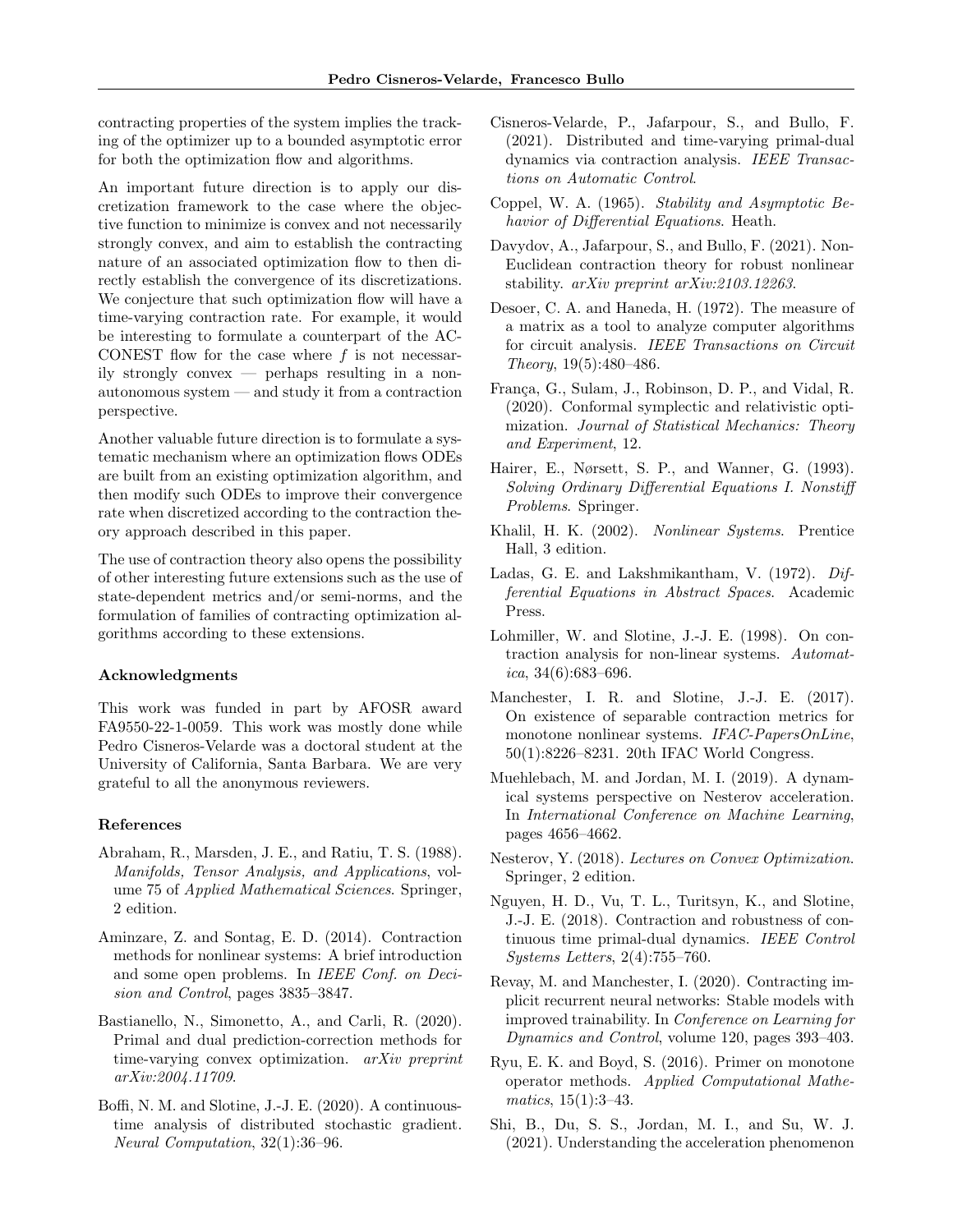contracting properties of the system implies the tracking of the optimizer up to a bounded asymptotic error for both the optimization flow and algorithms.

An important future direction is to apply our discretization framework to the case where the objective function to minimize is convex and not necessarily strongly convex, and aim to establish the contracting nature of an associated optimization flow to then directly establish the convergence of its discretizations. We conjecture that such optimization flow will have a time-varying contraction rate. For example, it would be interesting to formulate a counterpart of the ACCONEST flow for the case where $f$ is not necessarily strongly convex — perhaps resulting in a non-autonomous system — and study it from a contraction perspective.

Another valuable future direction is to formulate a systematic mechanism where an optimization flows ODEs are built from an existing optimization algorithm, and then modify such ODEs to improve their convergence rate when discretized according to the contraction theory approach described in this paper.

The use of contraction theory also opens the possibility of other interesting future extensions such as the use of state-dependent metrics and/or semi-norms, and the formulation of families of contracting optimization algorithms according to these extensions.

### Acknowledgments

This work was funded in part by AFOSR award FA9550-22-1-0059. This work was mostly done while Pedro Cisneros-Velarde was a doctoral student at the University of California, Santa Barbara. We are very grateful to all the anonymous reviewers.

### References

Abraham, R., Marsden, J. E., and Ratiu, T. S. (1988). *Manifolds, Tensor Analysis, and Applications*, volume 75 of *Applied Mathematical Sciences*. Springer, 2 edition.

Aminzare, Z. and Sontag, E. D. (2014). Contraction methods for nonlinear systems: A brief introduction and some open problems. In *IEEE Conf. on Decision and Control*, pages 3835–3847.

Bastianello, N., Simonetto, A., and Carli, R. (2020). Primal and dual prediction-correction methods for time-varying convex optimization. *arXiv preprint arXiv:2004.11709*.

Boffi, N. M. and Slotine, J.-J. E. (2020). A continuous-time analysis of distributed stochastic gradient. *Neural Computation*, 32(1):36–96.

Cisneros-Velarde, P., Jafarpour, S., and Bullo, F. (2021). Distributed and time-varying primal-dual dynamics via contraction analysis. *IEEE Transactions on Automatic Control*.

Coppel, W. A. (1965). *Stability and Asymptotic Behavior of Differential Equations*. Heath.

Davydov, A., Jafarpour, S., and Bullo, F. (2021). Non-Euclidean contraction theory for robust nonlinear stability. *arXiv preprint arXiv:2103.12263*.

Desoer, C. A. and Haneda, H. (1972). The measure of a matrix as a tool to analyze computer algorithms for circuit analysis. *IEEE Transactions on Circuit Theory*, 19(5):480–486.

França, G., Sulam, J., Robinson, D. P., and Vidal, R. (2020). Conformal symplectic and relativistic optimization. *Journal of Statistical Mechanics: Theory and Experiment*, 12.

Hairer, E., Nørsett, S. P., and Wanner, G. (1993). *Solving Ordinary Differential Equations I. Nonstiff Problems*. Springer.

Khalil, H. K. (2002). *Nonlinear Systems*. Prentice Hall, 3 edition.

Ladas, G. E. and Lakshmikantham, V. (1972). *Differential Equations in Abstract Spaces*. Academic Press.

Lohmiller, W. and Slotine, J.-J. E. (1998). On contraction analysis for non-linear systems. *Automatica*, 34(6):683–696.

Manchester, I. R. and Slotine, J.-J. E. (2017). On existence of separable contraction metrics for monotone nonlinear systems. *IFAC-PapersOnLine*, 50(1):8226–8231. 20th IFAC World Congress.

Muehlebach, M. and Jordan, M. I. (2019). A dynamical systems perspective on Nesterov acceleration. In *International Conference on Machine Learning*, pages 4656–4662.

Nesterov, Y. (2018). *Lectures on Convex Optimization*. Springer, 2 edition.

Nguyen, H. D., Vu, T. L., Turitsyn, K., and Slotine, J.-J. E. (2018). Contraction and robustness of continuous time primal-dual dynamics. *IEEE Control Systems Letters*, 2(4):755–760.

Revay, M. and Manchester, I. (2020). Contracting implicit recurrent neural networks: Stable models with improved trainability. In *Conference on Learning for Dynamics and Control*, volume 120, pages 393–403.

Ryu, E. K. and Boyd, S. (2016). Primer on monotone operator methods. *Applied Computational Mathematics*, 15(1):3–43.

Shi, B., Du, S. S., Jordan, M. I., and Su, W. J. (2021). Understanding the acceleration phenomenon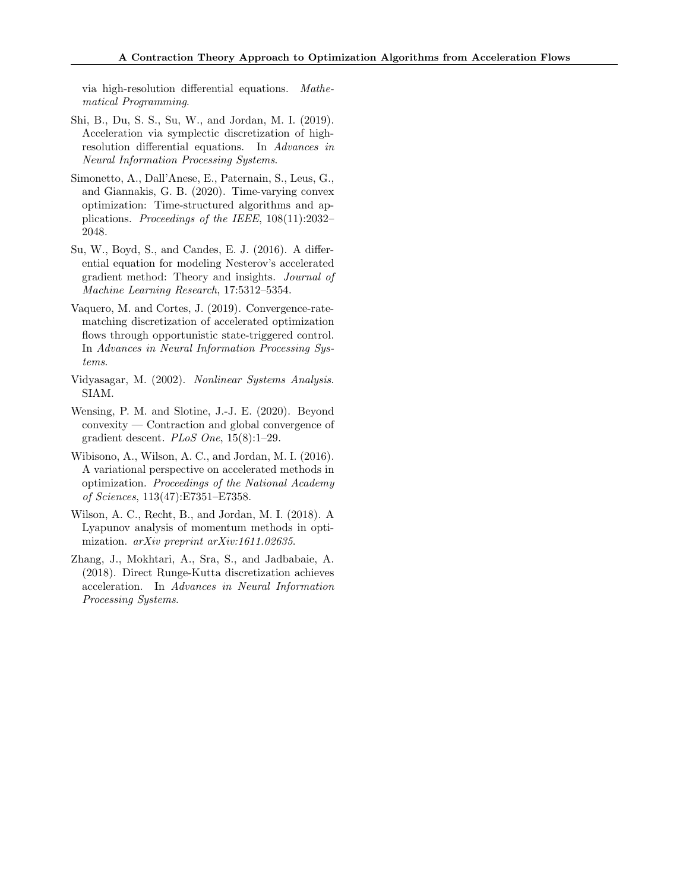via high-resolution differential equations. *Mathematical Programming*.

Shi, B., Du, S. S., Su, W., and Jordan, M. I. (2019). Acceleration via symplectic discretization of high-resolution differential equations. In *Advances in Neural Information Processing Systems*.

Simonetto, A., Dall'Anese, E., Paternain, S., Leus, G., and Giannakis, G. B. (2020). Time-varying convex optimization: Time-structured algorithms and applications. *Proceedings of the IEEE*, 108(11):2032–2048.

Su, W., Boyd, S., and Candes, E. J. (2016). A differential equation for modeling Nesterov's accelerated gradient method: Theory and insights. *Journal of Machine Learning Research*, 17:5312–5354.

Vaquero, M. and Cortes, J. (2019). Convergence-rate-matching discretization of accelerated optimization flows through opportunistic state-triggered control. In *Advances in Neural Information Processing Systems*.

Vidyasagar, M. (2002). *Nonlinear Systems Analysis*. SIAM.

Wensing, P. M. and Slotine, J.-J. E. (2020). Beyond convexity — Contraction and global convergence of gradient descent. *PLoS One*, 15(8):1–29.

Wibisono, A., Wilson, A. C., and Jordan, M. I. (2016). A variational perspective on accelerated methods in optimization. *Proceedings of the National Academy of Sciences*, 113(47):E7351–E7358.

Wilson, A. C., Recht, B., and Jordan, M. I. (2018). A Lyapunov analysis of momentum methods in optimization. *arXiv preprint arXiv:1611.02635*.

Zhang, J., Mokhtari, A., Sra, S., and Jadbabaie, A. (2018). Direct Runge-Kutta discretization achieves acceleration. In *Advances in Neural Information Processing Systems*.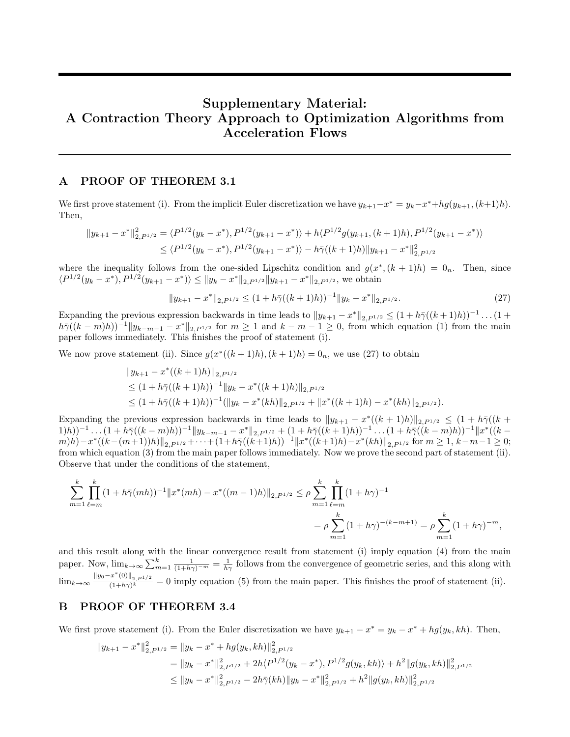# Supplementary Material: A Contraction Theory Approach to Optimization Algorithms from Acceleration Flows

## A PROOF OF THEOREM 3.1

We first prove statement (i). From the implicit Euler discretization we have $y_{k+1}-x^* = y_k-x^*+hg(y_{k+1},(k+1)h)$. Then,

$$
\begin{aligned}
\|y_{k+1}-x^*\|_{2,P^{1/2}}^2 &= \langle P^{1/2}(y_k-x^*), P^{1/2}(y_{k+1}-x^*)\rangle + h\langle P^{1/2}g(y_{k+1},(k+1)h), P^{1/2}(y_{k+1}-x^*)\rangle \\
&\leq \langle P^{1/2}(y_k-x^*), P^{1/2}(y_{k+1}-x^*)\rangle - h\bar{\gamma}((k+1)h)\|y_{k+1}-x^*\|_{2,P^{1/2}}^2
\end{aligned}
$$

where the inequality follows from the one-sided Lipschitz condition and $g(x^*,(k+1)h) = 0_n$. Then, since $\langle P^{1/2}(y_k-x^*), P^{1/2}(y_{k+1}-x^*)\rangle \leq \|y_k-x^*\|_{2,P^{1/2}}\|y_{k+1}-x^*\|_{2,P^{1/2}}$, we obtain

$$
\|y_{k+1}-x^*\|_{2,P^{1/2}} \leq (1+h\bar{\gamma}((k+1)h))^{-1}\|y_k-x^*\|_{2,P^{1/2}}. \tag{27}
$$

Expanding the previous expression backwards in time leads to $\|y_{k+1}-x^*\|_{2,P^{1/2}} \leq (1+h\bar{\gamma}((k+1)h))^{-1}\dots(1+h\bar{\gamma}((k-m)h))^{-1}\|y_{k-m-1}-x^*\|_{2,P^{1/2}}$ for $m\geq 1$ and $k-m-1\geq 0$, from which equation (1) from the main paper follows immediately. This finishes the proof of statement (i).

We now prove statement (ii). Since $g(x^*((k+1)h),(k+1)h) = 0_n$, we use (27) to obtain

$$
\begin{aligned}
&\|y_{k+1}-x^*((k+1)h)\|_{2,P^{1/2}} \\
&\leq (1+h\bar{\gamma}((k+1)h))^{-1}\|y_k-x^*((k+1)h)\|_{2,P^{1/2}} \\
&\leq (1+h\bar{\gamma}((k+1)h))^{-1}(\|y_k-x^*(kh)\|_{2,P^{1/2}} + \|x^*((k+1)h)-x^*(kh)\|_{2,P^{1/2}}).
\end{aligned}
$$

Expanding the previous expression backwards in time leads to $\|y_{k+1}-x^*((k+1)h)\|_{2,P^{1/2}} \leq (1+h\bar{\gamma}((k+1)h))^{-1}\dots(1+h\bar{\gamma}((k-m)h))^{-1}\|y_{k-m-1}-x^*\|_{2,P^{1/2}} + (1+h\bar{\gamma}((k+1)h))^{-1}\dots(1+h\bar{\gamma}((k-m)h))^{-1}\|x^*((k-m)h)-x^*((k-(m+1))h)\|_{2,P^{1/2}}+\dots+(1+h\bar{\gamma}((k+1)h))^{-1}\|x^*((k+1)h)-x^*(kh)\|_{2,P^{1/2}}$ for $m\geq 1$, $k-m-1\geq 0$; from which equation (3) from the main paper follows immediately. Now we prove the second part of statement (ii). Observe that under the conditions of the statement,

$$
\begin{aligned}
\sum_{m=1}^{k}\prod_{\ell=m}^{k}(1+h\bar{\gamma}(mh))^{-1}\|x^*(mh)-x^*((m-1)h)\|_{2,P^{1/2}} &\leq \rho\sum_{m=1}^{k}\prod_{\ell=m}^{k}(1+h\gamma)^{-1} \\
&= \rho\sum_{m=1}^{k}(1+h\gamma)^{-(k-m+1)} = \rho\sum_{m=1}^{k}(1+h\gamma)^{-m},
\end{aligned}
$$

and this result along with the linear convergence result from statement (i) imply equation (4) from the main paper. Now, $\lim_{k\to\infty}\sum_{m=1}^{k}\frac{1}{(1+h\gamma)^{-m}} = \frac{1}{h\gamma}$ follows from the convergence of geometric series, and this along with $\lim_{k\to\infty}\frac{\|y_0-x^*(0)\|_{2,P^{1/2}}}{(1+h\gamma)^k} = 0$ imply equation (5) from the main paper. This finishes the proof of statement (ii).

## B PROOF OF THEOREM 3.4

We first prove statement (i). From the Euler discretization we have $y_{k+1}-x^* = y_k-x^*+hg(y_k,kh)$. Then,

$$
\begin{aligned}
\|y_{k+1}-x^*\|_{2,P^{1/2}}^2 &= \|y_k-x^*+hg(y_k,kh)\|_{2,P^{1/2}}^2 \\
&= \|y_k-x^*\|_{2,P^{1/2}}^2 + 2h\langle P^{1/2}(y_k-x^*), P^{1/2}g(y_k,kh)\rangle + h^2\|g(y_k,kh)\|_{2,P^{1/2}}^2 \\
&\leq \|y_k-x^*\|_{2,P^{1/2}}^2 - 2h\bar{\gamma}(kh)\|y_k-x^*\|_{2,P^{1/2}}^2 + h^2\|g(y_k,kh)\|_{2,P^{1/2}}^2
\end{aligned}
$$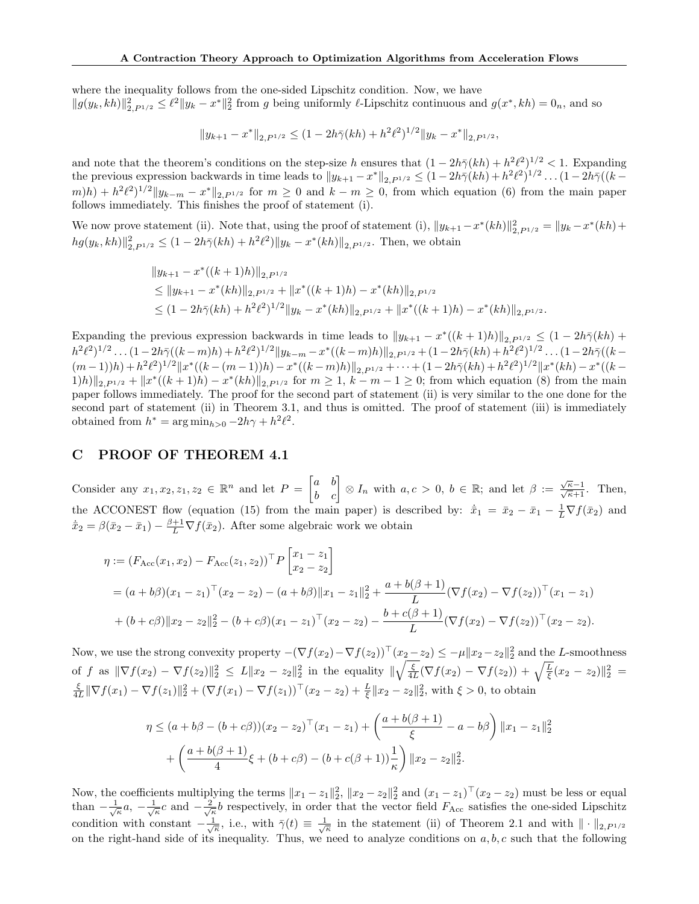where the inequality follows from the one-sided Lipschitz condition. Now, we have $\|g(y_k, kh)\|_{2,P^{1/2}}^2 \leq \ell^2 \|y_k - x^*\|_2^2$ from $g$ being uniformly $\ell$-Lipschitz continuous and $g(x^*, kh) = 0_n$, and so

$$\|y_{k+1} - x^*\|_{2,P^{1/2}} \leq (1 - 2h\bar{\gamma}(kh) + h^2\ell^2)^{1/2} \|y_k - x^*\|_{2,P^{1/2}},$$

and note that the theorem's conditions on the step-size $h$ ensures that $(1 - 2h\bar{\gamma}(kh) + h^2\ell^2)^{1/2} < 1$. Expanding the previous expression backwards in time leads to $\|y_{k+1} - x^*\|_{2,P^{1/2}} \leq (1 - 2h\bar{\gamma}(kh) + h^2\ell^2)^{1/2} \dots (1 - 2h\bar{\gamma}((k-m)h) + h^2\ell^2)^{1/2} \|y_{k-m} - x^*\|_{2,P^{1/2}}$ for $m \geq 0$ and $k - m \geq 0$, from which equation (6) from the main paper follows immediately. This finishes the proof of statement (i).

We now prove statement (ii). Note that, using the proof of statement (i), $\|y_{k+1} - x^*(kh)\|_{2,P^{1/2}}^2 = \|y_k - x^*(kh) + hg(y_k, kh)\|_{2,P^{1/2}}^2 \leq (1 - 2h\bar{\gamma}(kh) + h^2\ell^2)\|y_k - x^*(kh)\|_{2,P^{1/2}}$. Then, we obtain

$$\begin{aligned}
&\|y_{k+1} - x^*((k+1)h)\|_{2,P^{1/2}} \\
&\leq \|y_{k+1} - x^*(kh)\|_{2,P^{1/2}} + \|x^*((k+1)h) - x^*(kh)\|_{2,P^{1/2}} \\
&\leq (1 - 2h\bar{\gamma}(kh) + h^2\ell^2)^{1/2} \|y_k - x^*(kh)\|_{2,P^{1/2}} + \|x^*((k+1)h) - x^*(kh)\|_{2,P^{1/2}}.
\end{aligned}$$

Expanding the previous expression backwards in time leads to $\|y_{k+1} - x^*((k+1)h)\|_{2,P^{1/2}} \leq (1 - 2h\bar{\gamma}(kh) + h^2\ell^2)^{1/2} \dots (1 - 2h\bar{\gamma}((k-m)h) + h^2\ell^2)^{1/2} \|y_{k-m} - x^*((k-m)h)\|_{2,P^{1/2}} + (1 - 2h\bar{\gamma}(kh) + h^2\ell^2)^{1/2} \dots (1 - 2h\bar{\gamma}((k-(m-1))h) + h^2\ell^2)^{1/2} \|x^*((k-(m-1))h) - x^*((k-m)h)\|_{2,P^{1/2}} + \dots + (1 - 2h\bar{\gamma}(kh) + h^2\ell^2)^{1/2} \|x^*(kh) - x^*((k-1)h)\|_{2,P^{1/2}} + \|x^*((k+1)h) - x^*(kh)\|_{2,P^{1/2}}$ for $m \geq 1$, $k - m - 1 \geq 0$; from which equation (8) from the main paper follows immediately. The proof for the second part of statement (ii) is very similar to the one done for the second part of statement (ii) in Theorem 3.1, and thus is omitted. The proof of statement (iii) is immediately obtained from $h^* = \arg\min_{h>0} -2h\gamma + h^2\ell^2$.

## C PROOF OF THEOREM 4.1

Consider any $x_1, x_2, z_1, z_2 \in \mathbb{R}^n$ and let $P = \begin{bmatrix} a & b \\ b & c \end{bmatrix} \otimes I_n$ with $a, c > 0$, $b \in \mathbb{R}$; and let $\beta := \frac{\sqrt{\kappa}-1}{\sqrt{\kappa}+1}$. Then, the ACCONEST flow (equation (15) from the main paper) is described by: $\dot{x}_1 = \bar{x}_2 - \bar{x}_1 - \frac{1}{L}\nabla f(\bar{x}_2)$ and $\dot{x}_2 = \beta(\bar{x}_2 - \bar{x}_1) - \frac{\beta+1}{L}\nabla f(\bar{x}_2)$. After some algebraic work we obtain

$$\begin{aligned}
\eta &:= (F_{\text{Acc}}(x_1, x_2) - F_{\text{Acc}}(z_1, z_2))^\top P \begin{bmatrix} x_1 - z_1 \\ x_2 - z_2 \end{bmatrix} \\
&= (a + b\beta)(x_1 - z_1)^\top (x_2 - z_2) - (a + b\beta)\|x_1 - z_1\|_2^2 + \frac{a + b(\beta+1)}{L}(\nabla f(x_2) - \nabla f(z_2))^\top (x_1 - z_1) \\
&\quad + (b + c\beta)\|x_2 - z_2\|_2^2 - (b + c\beta)(x_1 - z_1)^\top (x_2 - z_2) - \frac{b + c(\beta+1)}{L}(\nabla f(x_2) - \nabla f(z_2))^\top (x_2 - z_2).
\end{aligned}$$

Now, we use the strong convexity property $-(\nabla f(x_2) - \nabla f(z_2))^\top (x_2 - z_2) \leq -\mu\|x_2 - z_2\|_2^2$ and the $L$-smoothness of $f$ as $\|\nabla f(x_2) - \nabla f(z_2)\|_2^2 \leq L\|x_2 - z_2\|_2^2$ in the equality $\left\|\sqrt{\frac{\xi}{4L}}(\nabla f(x_2) - \nabla f(z_2)) + \sqrt{\frac{L}{\xi}}(x_2 - z_2)\right\|_2^2 = \frac{\xi}{4L}\|\nabla f(x_1) - \nabla f(z_1)\|_2^2 + (\nabla f(x_1) - \nabla f(z_1))^\top (x_2 - z_2) + \frac{L}{\xi}\|x_2 - z_2\|_2^2$, with $\xi > 0$, to obtain

$$\begin{aligned}
\eta &\leq (a + b\beta - (b + c\beta))(x_2 - z_2)^\top (x_1 - z_1) + \left(\frac{a + b(\beta+1)}{\xi} - a - b\beta\right)\|x_1 - z_1\|_2^2 \\
&\quad + \left(\frac{a + b(\beta+1)}{4}\xi + (b + c\beta) - (b + c(\beta+1))\frac{1}{\kappa}\right)\|x_2 - z_2\|_2^2.
\end{aligned}$$

Now, the coefficients multiplying the terms $\|x_1 - z_1\|_2^2$, $\|x_2 - z_2\|_2^2$ and $(x_1 - z_1)^\top (x_2 - z_2)$ must be less or equal than $-\frac{1}{\sqrt{\kappa}}a$, $-\frac{1}{\sqrt{\kappa}}c$ and $-\frac{2}{\sqrt{\kappa}}b$ respectively, in order that the vector field $F_{\text{Acc}}$ satisfies the one-sided Lipschitz condition with constant $-\frac{1}{\sqrt{\kappa}}$, i.e., with $\bar{\gamma}(t) \equiv \frac{1}{\sqrt{\kappa}}$ in the statement (ii) of Theorem 2.1 and with $\|\cdot\|_{2,P^{1/2}}$ on the right-hand side of its inequality. Thus, we need to analyze conditions on $a, b, c$ such that the following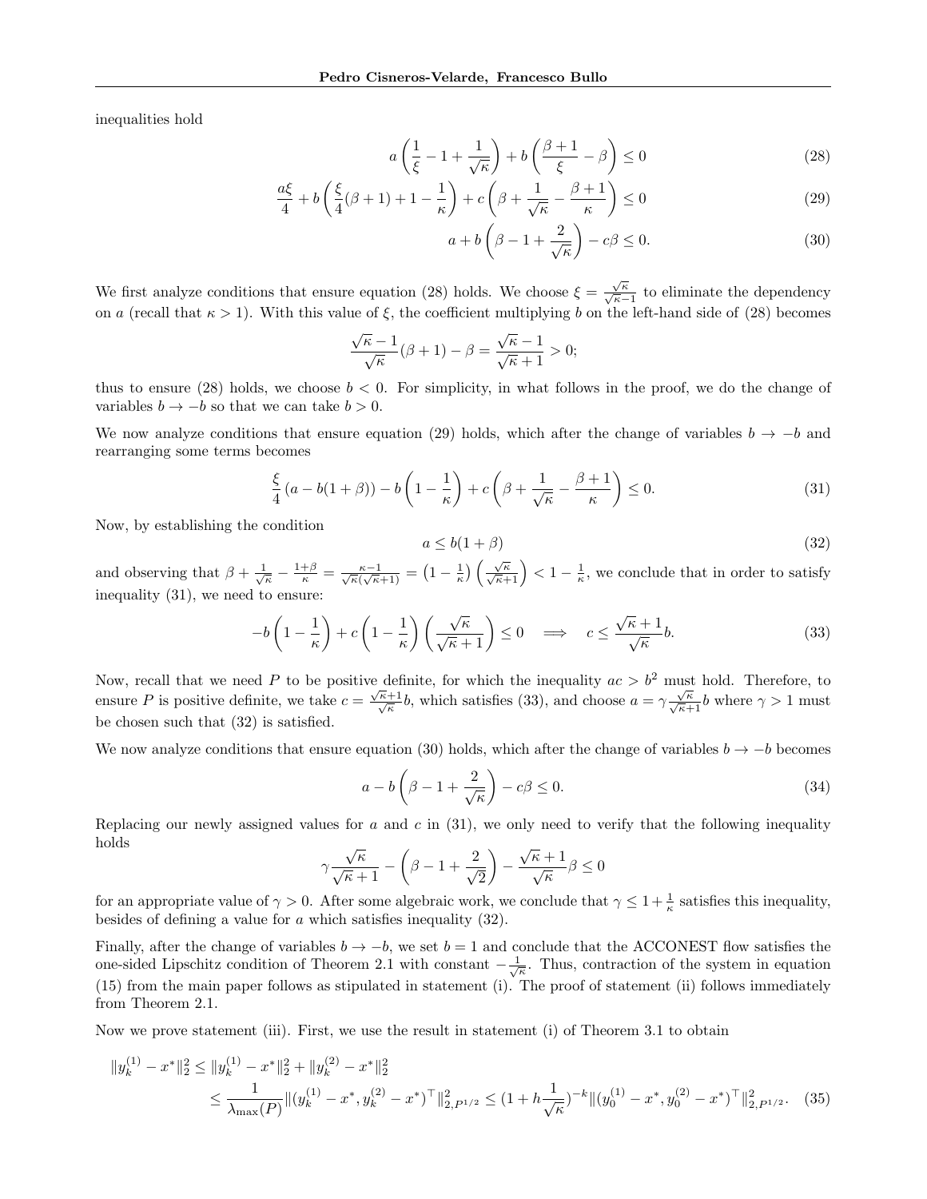inequalities hold

$$a\left(\frac{1}{\xi}-1+\frac{1}{\sqrt{\kappa}}\right)+b\left(\frac{\beta+1}{\xi}-\beta\right)\leq 0 \tag{28}$$

$$\frac{a\xi}{4}+b\left(\frac{\xi}{4}(\beta+1)+1-\frac{1}{\kappa}\right)+c\left(\beta+\frac{1}{\sqrt{\kappa}}-\frac{\beta+1}{\kappa}\right)\leq 0 \tag{29}$$

$$a+b\left(\beta-1+\frac{2}{\sqrt{\kappa}}\right)-c\beta\leq 0. \tag{30}$$

We first analyze conditions that ensure equation (28) holds. We choose $\xi=\frac{\sqrt{\kappa}}{\sqrt{\kappa}-1}$ to eliminate the dependency on $a$ (recall that $\kappa>1$). With this value of $\xi$, the coefficient multiplying $b$ on the left-hand side of (28) becomes

$$\frac{\sqrt{\kappa}-1}{\sqrt{\kappa}}(\beta+1)-\beta=\frac{\sqrt{\kappa}-1}{\sqrt{\kappa}+1}>0;$$

thus to ensure (28) holds, we choose $b<0$. For simplicity, in what follows in the proof, we do the change of variables $b\to -b$ so that we can take $b>0$.

We now analyze conditions that ensure equation (29) holds, which after the change of variables $b\to -b$ and rearranging some terms becomes

$$\frac{\xi}{4}\left(a-b(1+\beta)\right)-b\left(1-\frac{1}{\kappa}\right)+c\left(\beta+\frac{1}{\sqrt{\kappa}}-\frac{\beta+1}{\kappa}\right)\leq 0. \tag{31}$$

Now, by establishing the condition

$$a\leq b(1+\beta) \tag{32}$$

and observing that $\beta+\frac{1}{\sqrt{\kappa}}-\frac{1+\beta}{\kappa}=\frac{\kappa-1}{\sqrt{\kappa}(\sqrt{\kappa}+1)}=\left(1-\frac{1}{\kappa}\right)\left(\frac{\sqrt{\kappa}}{\sqrt{\kappa}+1}\right)<1-\frac{1}{\kappa}$, we conclude that in order to satisfy inequality (31), we need to ensure:

$$-b\left(1-\frac{1}{\kappa}\right)+c\left(1-\frac{1}{\kappa}\right)\left(\frac{\sqrt{\kappa}}{\sqrt{\kappa}+1}\right)\leq 0 \implies c\leq\frac{\sqrt{\kappa}+1}{\sqrt{\kappa}}b. \tag{33}$$

Now, recall that we need $P$ to be positive definite, for which the inequality $ac>b^2$ must hold. Therefore, to ensure $P$ is positive definite, we take $c=\frac{\sqrt{\kappa}+1}{\sqrt{\kappa}}b$, which satisfies (33), and choose $a=\gamma\frac{\sqrt{\kappa}}{\sqrt{\kappa}+1}b$ where $\gamma>1$ must be chosen such that (32) is satisfied.

We now analyze conditions that ensure equation (30) holds, which after the change of variables $b\to -b$ becomes

$$a-b\left(\beta-1+\frac{2}{\sqrt{\kappa}}\right)-c\beta\leq 0. \tag{34}$$

Replacing our newly assigned values for $a$ and $c$ in (31), we only need to verify that the following inequality holds

$$\gamma\frac{\sqrt{\kappa}}{\sqrt{\kappa}+1}-\left(\beta-1+\frac{2}{\sqrt{2}}\right)-\frac{\sqrt{\kappa}+1}{\sqrt{\kappa}}\beta\leq 0$$

for an appropriate value of $\gamma>0$. After some algebraic work, we conclude that $\gamma\leq 1+\frac{1}{\kappa}$ satisfies this inequality, besides of defining a value for $a$ which satisfies inequality (32).

Finally, after the change of variables $b\to -b$, we set $b=1$ and conclude that the ACCONEST flow satisfies the one-sided Lipschitz condition of Theorem 2.1 with constant $-\frac{1}{\sqrt{\kappa}}$. Thus, contraction of the system in equation (15) from the main paper follows as stipulated in statement (i). The proof of statement (ii) follows immediately from Theorem 2.1.

Now we prove statement (iii). First, we use the result in statement (i) of Theorem 3.1 to obtain

$$\begin{aligned}\|y_k^{(1)}-x^*\|_2^2 &\leq \|y_k^{(1)}-x^*\|_2^2+\|y_k^{(2)}-x^*\|_2^2\\ &\leq \frac{1}{\lambda_{\max}(P)}\|(y_k^{(1)}-x^*,y_k^{(2)}-x^*)^\top\|_{2,P^{1/2}}^2\leq (1+h\frac{1}{\sqrt{\kappa}})^{-k}\|(y_0^{(1)}-x^*,y_0^{(2)}-x^*)^\top\|_{2,P^{1/2}}^2. \end{aligned} \tag{35}$$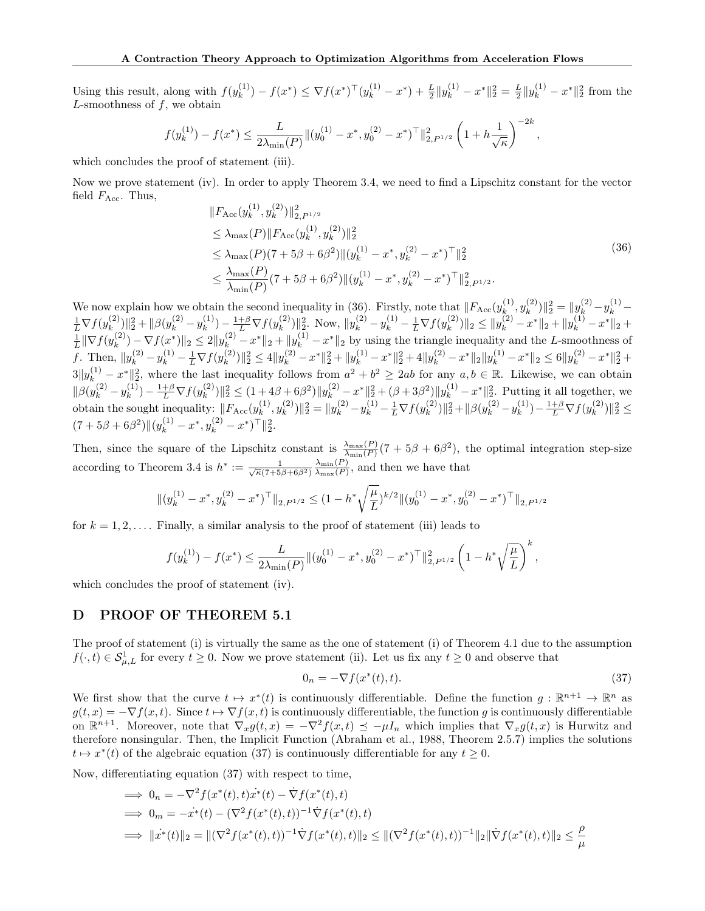Using this result, along with $f(y_k^{(1)}) - f(x^*) \leq \nabla f(x^*)^\top (y_k^{(1)} - x^*) + \frac{L}{2}\|y_k^{(1)} - x^*\|_2^2 = \frac{L}{2}\|y_k^{(1)} - x^*\|_2^2$ from the $L$-smoothness of $f$, we obtain

$$f(y_k^{(1)}) - f(x^*) \leq \frac{L}{2\lambda_{\min}(P)} \|(y_0^{(1)} - x^*, y_0^{(2)} - x^*)^\top\|_{2,P^{1/2}}^2 \left(1 + h\frac{1}{\sqrt{\kappa}}\right)^{-2k},$$

which concludes the proof of statement (iii).

Now we prove statement (iv). In order to apply Theorem 3.4, we need to find a Lipschitz constant for the vector field $F_{\text{Acc}}$. Thus,

$$\begin{aligned}
&\|F_{\text{Acc}}(y_k^{(1)}, y_k^{(2)})\|_{2,P^{1/2}}^2 \\
&\leq \lambda_{\max}(P)\|F_{\text{Acc}}(y_k^{(1)}, y_k^{(2)})\|_2^2 \\
&\leq \lambda_{\max}(P)(7 + 5\beta + 6\beta^2)\|(y_k^{(1)} - x^*, y_k^{(2)} - x^*)^\top\|_2^2 \\
&\leq \frac{\lambda_{\max}(P)}{\lambda_{\min}(P)}(7 + 5\beta + 6\beta^2)\|(y_k^{(1)} - x^*, y_k^{(2)} - x^*)^\top\|_{2,P^{1/2}}^2.
\end{aligned} \tag{36}$$

We now explain how we obtain the second inequality in (36). Firstly, note that $\|F_{\text{Acc}}(y_k^{(1)}, y_k^{(2)})\|_2^2 = \|y_k^{(2)} - y_k^{(1)} - \frac{1}{L}\nabla f(y_k^{(2)})\|_2^2 + \|\beta(y_k^{(2)} - y_k^{(1)}) - \frac{1+\beta}{L}\nabla f(y_k^{(2)})\|_2^2$. Now, $\|y_k^{(2)} - y_k^{(1)} - \frac{1}{L}\nabla f(y_k^{(2)})\|_2 \leq \|y_k^{(2)} - x^*\|_2 + \|y_k^{(1)} - x^*\|_2 + \frac{1}{L}\|\nabla f(y_k^{(2)}) - \nabla f(x^*)\|_2 \leq 2\|y_k^{(2)} - x^*\|_2 + \|y_k^{(1)} - x^*\|_2$ by using the triangle inequality and the $L$-smoothness of $f$. Then, $\|y_k^{(2)} - y_k^{(1)} - \frac{1}{L}\nabla f(y_k^{(2)})\|_2^2 \leq 4\|y_k^{(2)} - x^*\|_2^2 + \|y_k^{(1)} - x^*\|_2^2 + 4\|y_k^{(2)} - x^*\|_2\|y_k^{(1)} - x^*\|_2 \leq 6\|y_k^{(2)} - x^*\|_2^2 + 3\|y_k^{(1)} - x^*\|_2^2$, where the last inequality follows from $a^2 + b^2 \geq 2ab$ for any $a, b \in \mathbb{R}$. Likewise, we can obtain $\|\beta(y_k^{(2)} - y_k^{(1)}) - \frac{1+\beta}{L}\nabla f(y_k^{(2)})\|_2^2 \leq (1 + 4\beta + 6\beta^2)\|y_k^{(2)} - x^*\|_2^2 + (\beta + 3\beta^2)\|y_k^{(1)} - x^*\|_2^2$. Putting it all together, we obtain the sought inequality: $\|F_{\text{Acc}}(y_k^{(1)}, y_k^{(2)})\|_2^2 = \|y_k^{(2)} - y_k^{(1)} - \frac{1}{L}\nabla f(y_k^{(2)})\|_2^2 + \|\beta(y_k^{(2)} - y_k^{(1)}) - \frac{1+\beta}{L}\nabla f(y_k^{(2)})\|_2^2 \leq (7 + 5\beta + 6\beta^2)\|(y_k^{(1)} - x^*, y_k^{(2)} - x^*)^\top\|_2^2$.

Then, since the square of the Lipschitz constant is $\frac{\lambda_{\max}(P)}{\lambda_{\min}(P)}(7 + 5\beta + 6\beta^2)$, the optimal integration step-size according to Theorem 3.4 is $h^* := \frac{1}{\sqrt{\kappa}(7+5\beta+6\beta^2)}\frac{\lambda_{\min}(P)}{\lambda_{\max}(P)}$, and then we have that

$$\|(y_k^{(1)} - x^*, y_k^{(2)} - x^*)^\top\|_{2,P^{1/2}} \leq (1 - h^*\sqrt{\frac{\mu}{L}})^{k/2}\|(y_0^{(1)} - x^*, y_0^{(2)} - x^*)^\top\|_{2,P^{1/2}}$$

for $k = 1, 2, \ldots$. Finally, a similar analysis to the proof of statement (iii) leads to

$$f(y_k^{(1)}) - f(x^*) \leq \frac{L}{2\lambda_{\min}(P)}\|(y_0^{(1)} - x^*, y_0^{(2)} - x^*)^\top\|_{2,P^{1/2}}^2 \left(1 - h^*\sqrt{\frac{\mu}{L}}\right)^k,$$

which concludes the proof of statement (iv).

## D PROOF OF THEOREM 5.1

The proof of statement (i) is virtually the same as the one of statement (i) of Theorem 4.1 due to the assumption $f(\cdot, t) \in \mathcal{S}_{\mu,L}^1$ for every $t \geq 0$. Now we prove statement (ii). Let us fix any $t \geq 0$ and observe that

$$0_n = -\nabla f(x^*(t), t). \tag{37}$$

We first show that the curve $t \mapsto x^*(t)$ is continuously differentiable. Define the function $g : \mathbb{R}^{n+1} \to \mathbb{R}^n$ as $g(t, x) = -\nabla f(x, t)$. Since $t \mapsto \nabla f(x, t)$ is continuously differentiable, the function $g$ is continuously differentiable on $\mathbb{R}^{n+1}$. Moreover, note that $\nabla_x g(t, x) = -\nabla^2 f(x, t) \preceq -\mu I_n$ which implies that $\nabla_x g(t, x)$ is Hurwitz and therefore nonsingular. Then, the Implicit Function (Abraham et al., 1988, Theorem 2.5.7) implies the solutions $t \mapsto x^*(t)$ of the algebraic equation (37) is continuously differentiable for any $t \geq 0$.

Now, differentiating equation (37) with respect to time,

$$\begin{aligned}
&\implies 0_n = -\nabla^2 f(x^*(t), t)\dot{x^*}(t) - \dot{\nabla} f(x^*(t), t) \\
&\implies 0_m = -\dot{x^*}(t) - (\nabla^2 f(x^*(t), t))^{-1}\dot{\nabla} f(x^*(t), t) \\
&\implies \|\dot{x^*}(t)\|_2 = \|(\nabla^2 f(x^*(t), t))^{-1}\dot{\nabla} f(x^*(t), t)\|_2 \leq \|(\nabla^2 f(x^*(t), t))^{-1}\|_2\|\dot{\nabla} f(x^*(t), t)\|_2 \leq \frac{\rho}{\mu}
\end{aligned}$$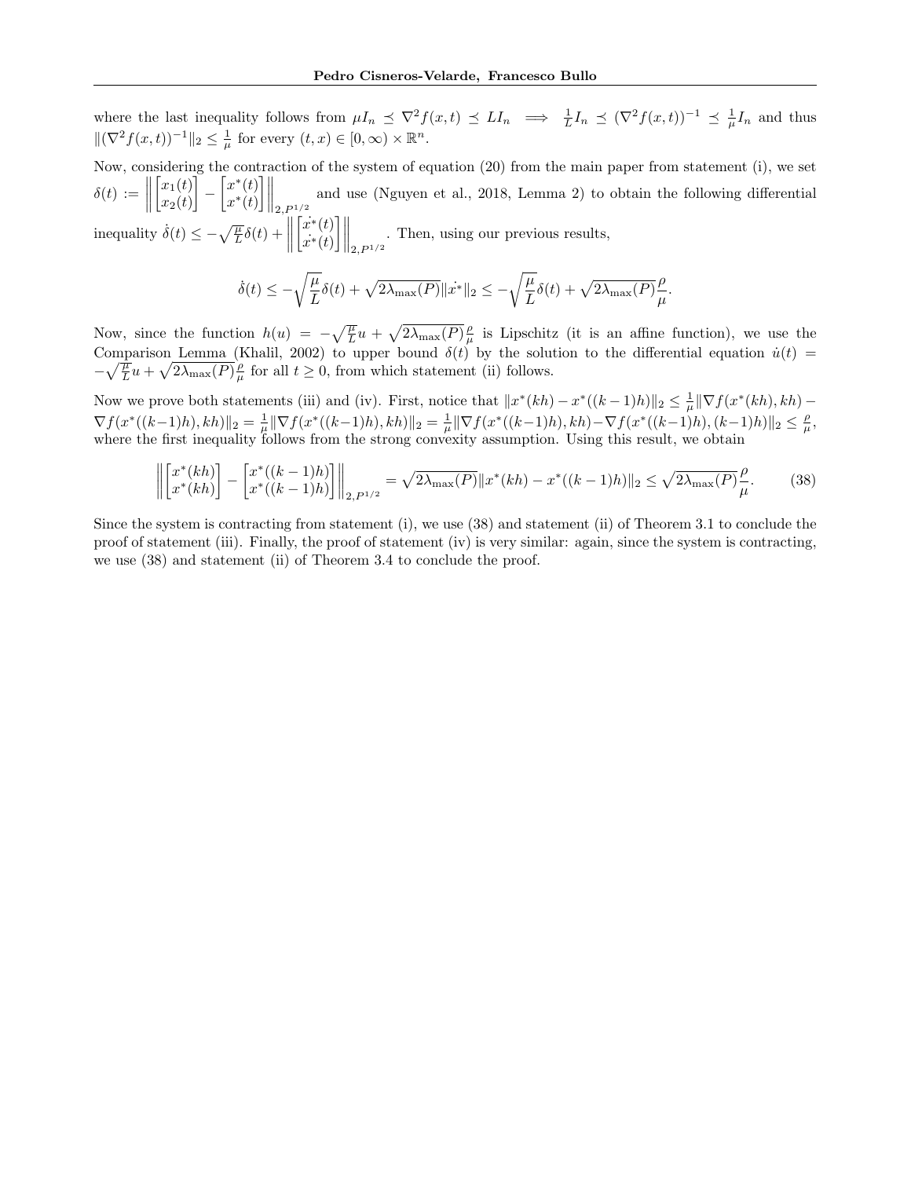where the last inequality follows from $\mu I_n \preceq \nabla^2 f(x,t) \preceq L I_n \implies \frac{1}{L} I_n \preceq (\nabla^2 f(x,t))^{-1} \preceq \frac{1}{\mu} I_n$ and thus $\|(\nabla^2 f(x,t))^{-1}\|_2 \leq \frac{1}{\mu}$ for every $(t,x) \in [0,\infty) \times \mathbb{R}^n$.

Now, considering the contraction of the system of equation (20) from the main paper from statement (i), we set $\delta(t) := \left\| \begin{bmatrix} x_1(t) \\ x_2(t) \end{bmatrix} - \begin{bmatrix} x^*(t) \\ x^*(t) \end{bmatrix} \right\|_{2,P^{1/2}}$ and use (Nguyen et al., 2018, Lemma 2) to obtain the following differential inequality $\dot{\delta}(t) \leq -\sqrt{\frac{\mu}{L}}\delta(t) + \left\| \begin{bmatrix} \dot{x^*}(t) \\ \dot{x^*}(t) \end{bmatrix} \right\|_{2,P^{1/2}}$. Then, using our previous results,

$$\dot{\delta}(t) \leq -\sqrt{\frac{\mu}{L}}\delta(t) + \sqrt{2\lambda_{\max}(P)}\|\dot{x^*}\|_2 \leq -\sqrt{\frac{\mu}{L}}\delta(t) + \sqrt{2\lambda_{\max}(P)}\frac{\rho}{\mu}.$$

Now, since the function $h(u) = -\sqrt{\frac{\mu}{L}}u + \sqrt{2\lambda_{\max}(P)}\frac{\rho}{\mu}$ is Lipschitz (it is an affine function), we use the Comparison Lemma (Khalil, 2002) to upper bound $\delta(t)$ by the solution to the differential equation $\dot{u}(t) = -\sqrt{\frac{\mu}{L}}u + \sqrt{2\lambda_{\max}(P)}\frac{\rho}{\mu}$ for all $t \geq 0$, from which statement (ii) follows.

Now we prove both statements (iii) and (iv). First, notice that $\|x^*(kh) - x^*((k-1)h)\|_2 \leq \frac{1}{\mu}\|\nabla f(x^*(kh), kh) - \nabla f(x^*((k-1)h), kh)\|_2 = \frac{1}{\mu}\|\nabla f(x^*((k-1)h), kh)\|_2 = \frac{1}{\mu}\|\nabla f(x^*((k-1)h), kh) - \nabla f(x^*((k-1)h), (k-1)h)\|_2 \leq \frac{\rho}{\mu}$, where the first inequality follows from the strong convexity assumption. Using this result, we obtain

$$\left\| \begin{bmatrix} x^*(kh) \\ x^*(kh) \end{bmatrix} - \begin{bmatrix} x^*((k-1)h) \\ x^*((k-1)h) \end{bmatrix} \right\|_{2,P^{1/2}} = \sqrt{2\lambda_{\max}(P)}\|x^*(kh) - x^*((k-1)h)\|_2 \leq \sqrt{2\lambda_{\max}(P)}\frac{\rho}{\mu}. \tag{38}$$

Since the system is contracting from statement (i), we use (38) and statement (ii) of Theorem 3.1 to conclude the proof of statement (iii). Finally, the proof of statement (iv) is very similar: again, since the system is contracting, we use (38) and statement (ii) of Theorem 3.4 to conclude the proof.